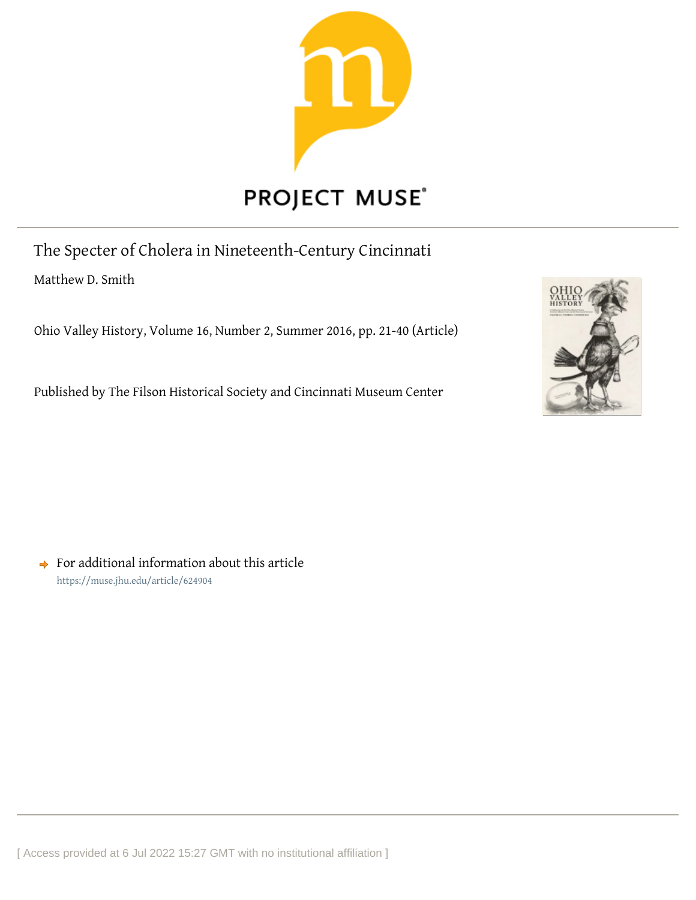PROJECT MUSE

# The Specter of Cholera in Nineteenth-Century Cincinnati

Matthew D. Smith

Ohio Valley History, Volume 16, Number 2, Summer 2016, pp. 21-40 (Article)

Published by The Filson Historical Society and Cincinnati Museum Center

For additional information about this article

https://muse.jhu.edu/article/624904

[ Access provided at 6 Jul 2022 15:27 GMT with no institutional affiliation ]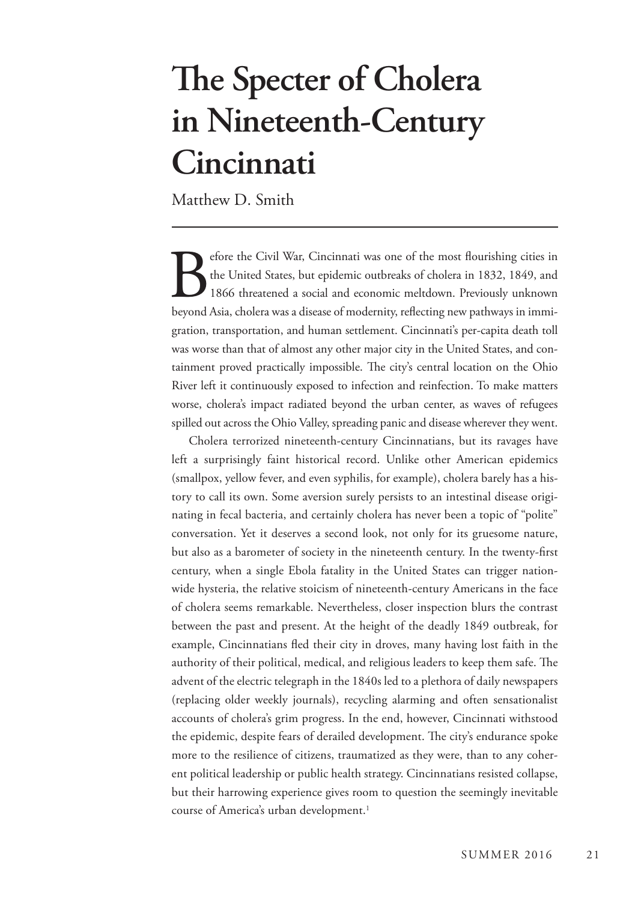# The Specter of Cholera in Nineteenth-Century Cincinnati

Matthew D. Smith

Before the Civil War, Cincinnati was one of the most flourishing cities in the United States, but epidemic outbreaks of cholera in 1832, 1849, and 1866 threatened a social and economic meltdown. Previously unknown beyond Asia, cholera was a disease of modernity, reflecting new pathways in immigration, transportation, and human settlement. Cincinnati's per-capita death toll was worse than that of almost any other major city in the United States, and containment proved practically impossible. The city's central location on the Ohio River left it continuously exposed to infection and reinfection. To make matters worse, cholera's impact radiated beyond the urban center, as waves of refugees spilled out across the Ohio Valley, spreading panic and disease wherever they went.

Cholera terrorized nineteenth-century Cincinnatians, but its ravages have left a surprisingly faint historical record. Unlike other American epidemics (smallpox, yellow fever, and even syphilis, for example), cholera barely has a history to call its own. Some aversion surely persists to an intestinal disease originating in fecal bacteria, and certainly cholera has never been a topic of "polite" conversation. Yet it deserves a second look, not only for its gruesome nature, but also as a barometer of society in the nineteenth century. In the twenty-first century, when a single Ebola fatality in the United States can trigger nationwide hysteria, the relative stoicism of nineteenth-century Americans in the face of cholera seems remarkable. Nevertheless, closer inspection blurs the contrast between the past and present. At the height of the deadly 1849 outbreak, for example, Cincinnatians fled their city in droves, many having lost faith in the authority of their political, medical, and religious leaders to keep them safe. The advent of the electric telegraph in the 1840s led to a plethora of daily newspapers (replacing older weekly journals), recycling alarming and often sensationalist accounts of cholera's grim progress. In the end, however, Cincinnati withstood the epidemic, despite fears of derailed development. The city's endurance spoke more to the resilience of citizens, traumatized as they were, than to any coherent political leadership or public health strategy. Cincinnatians resisted collapse, but their harrowing experience gives room to question the seemingly inevitable course of America's urban development.[1]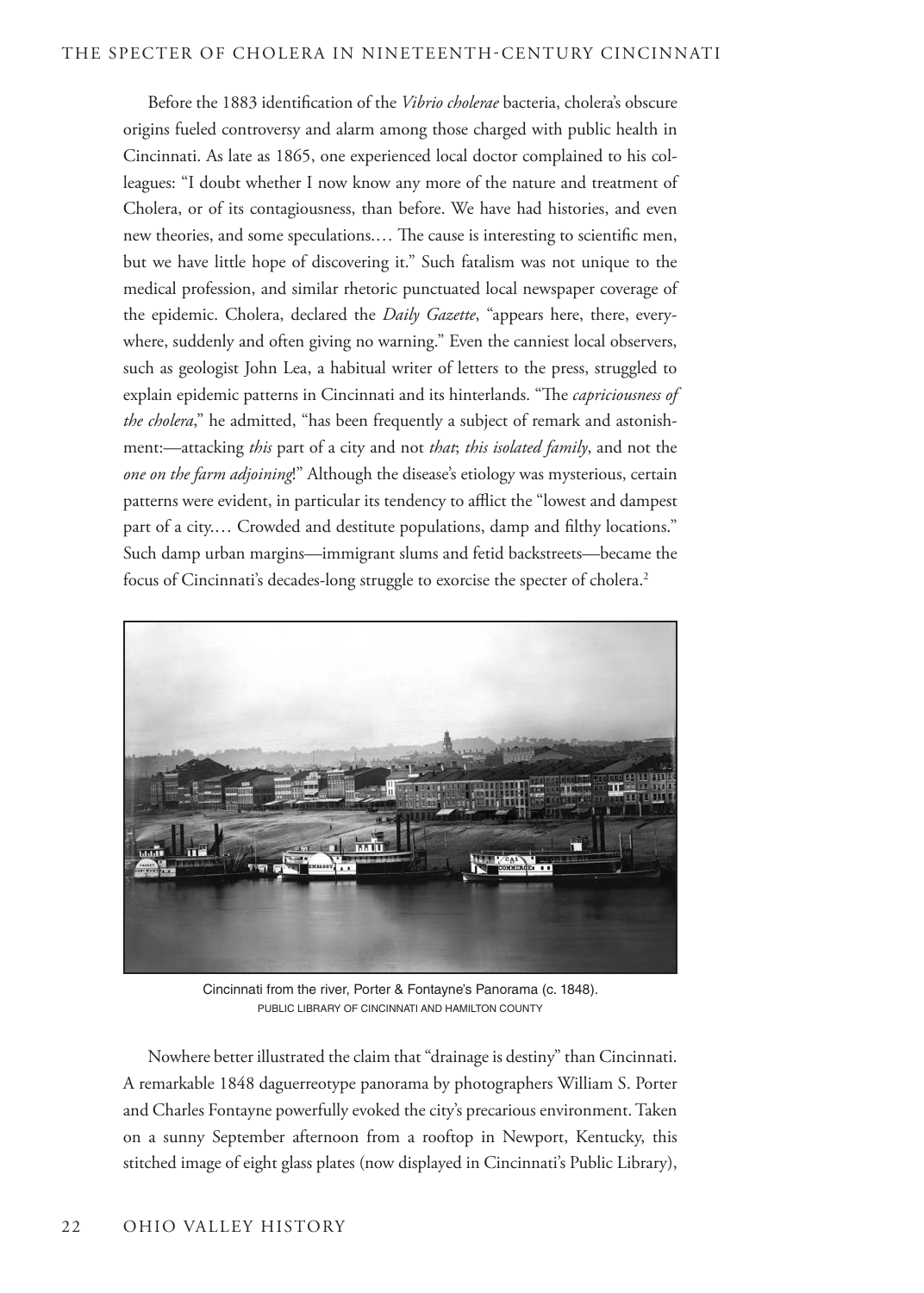Before the 1883 identification of the *Vibrio cholerae* bacteria, cholera's obscure origins fueled controversy and alarm among those charged with public health in Cincinnati. As late as 1865, one experienced local doctor complained to his colleagues: "I doubt whether I now know any more of the nature and treatment of Cholera, or of its contagiousness, than before. We have had histories, and even new theories, and some speculations.… The cause is interesting to scientific men, but we have little hope of discovering it." Such fatalism was not unique to the medical profession, and similar rhetoric punctuated local newspaper coverage of the epidemic. Cholera, declared the *Daily Gazette*, "appears here, there, everywhere, suddenly and often giving no warning." Even the canniest local observers, such as geologist John Lea, a habitual writer of letters to the press, struggled to explain epidemic patterns in Cincinnati and its hinterlands. "The *capriciousness of the cholera*," he admitted, "has been frequently a subject of remark and astonishment:—attacking *this* part of a city and not *that*; *this isolated family*, and not the *one on the farm adjoining*!" Although the disease's etiology was mysterious, certain patterns were evident, in particular its tendency to afflict the "lowest and dampest part of a city.… Crowded and destitute populations, damp and filthy locations." Such damp urban margins—immigrant slums and fetid backstreets—became the focus of Cincinnati's decades-long struggle to exorcise the specter of cholera.[2]

Cincinnati from the river, Porter & Fontayne's Panorama (c. 1848).
PUBLIC LIBRARY OF CINCINNATI AND HAMILTON COUNTY

Nowhere better illustrated the claim that "drainage is destiny" than Cincinnati. A remarkable 1848 daguerreotype panorama by photographers William S. Porter and Charles Fontayne powerfully evoked the city's precarious environment. Taken on a sunny September afternoon from a rooftop in Newport, Kentucky, this stitched image of eight glass plates (now displayed in Cincinnati's Public Library),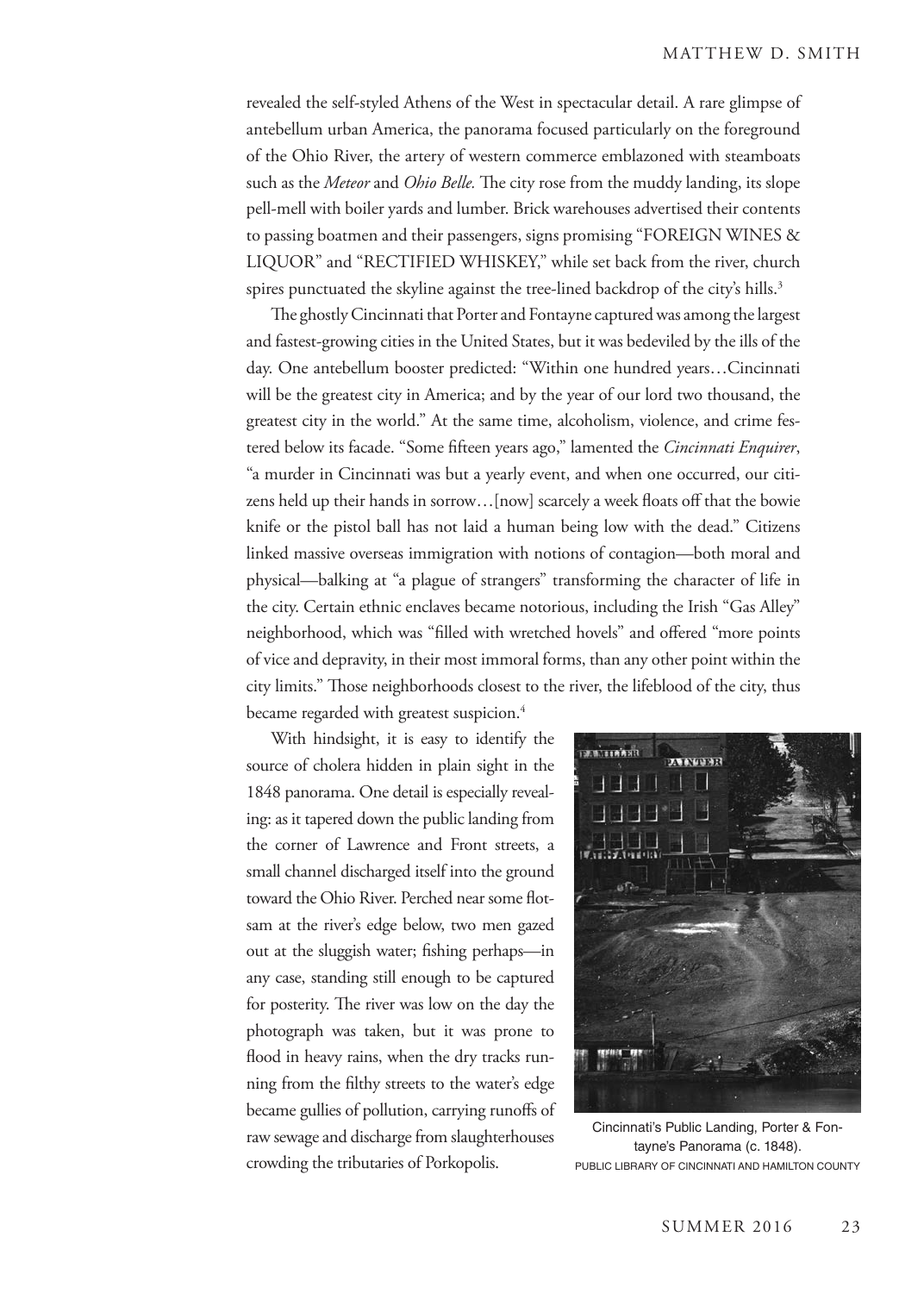revealed the self-styled Athens of the West in spectacular detail. A rare glimpse of antebellum urban America, the panorama focused particularly on the foreground of the Ohio River, the artery of western commerce emblazoned with steamboats such as the *Meteor* and *Ohio Belle.* The city rose from the muddy landing, its slope pell-mell with boiler yards and lumber. Brick warehouses advertised their contents to passing boatmen and their passengers, signs promising "FOREIGN WINES & LIQUOR" and "RECTIFIED WHISKEY," while set back from the river, church spires punctuated the skyline against the tree-lined backdrop of the city's hills.[3]

The ghostly Cincinnati that Porter and Fontayne captured was among the largest and fastest-growing cities in the United States, but it was bedeviled by the ills of the day. One antebellum booster predicted: "Within one hundred years…Cincinnati will be the greatest city in America; and by the year of our lord two thousand, the greatest city in the world." At the same time, alcoholism, violence, and crime festered below its facade. "Some fifteen years ago," lamented the *Cincinnati Enquirer*, "a murder in Cincinnati was but a yearly event, and when one occurred, our citizens held up their hands in sorrow…[now] scarcely a week floats off that the bowie knife or the pistol ball has not laid a human being low with the dead." Citizens linked massive overseas immigration with notions of contagion—both moral and physical—balking at "a plague of strangers" transforming the character of life in the city. Certain ethnic enclaves became notorious, including the Irish "Gas Alley" neighborhood, which was "filled with wretched hovels" and offered "more points of vice and depravity, in their most immoral forms, than any other point within the city limits." Those neighborhoods closest to the river, the lifeblood of the city, thus became regarded with greatest suspicion.[4]

With hindsight, it is easy to identify the source of cholera hidden in plain sight in the 1848 panorama. One detail is especially revealing: as it tapered down the public landing from the corner of Lawrence and Front streets, a small channel discharged itself into the ground toward the Ohio River. Perched near some flotsam at the river's edge below, two men gazed out at the sluggish water; fishing perhaps—in any case, standing still enough to be captured for posterity. The river was low on the day the photograph was taken, but it was prone to flood in heavy rains, when the dry tracks running from the filthy streets to the water's edge became gullies of pollution, carrying runoffs of raw sewage and discharge from slaughterhouses crowding the tributaries of Porkopolis.

Cincinnati's Public Landing, Porter & Fontayne's Panorama (c. 1848).
PUBLIC LIBRARY OF CINCINNATI AND HAMILTON COUNTY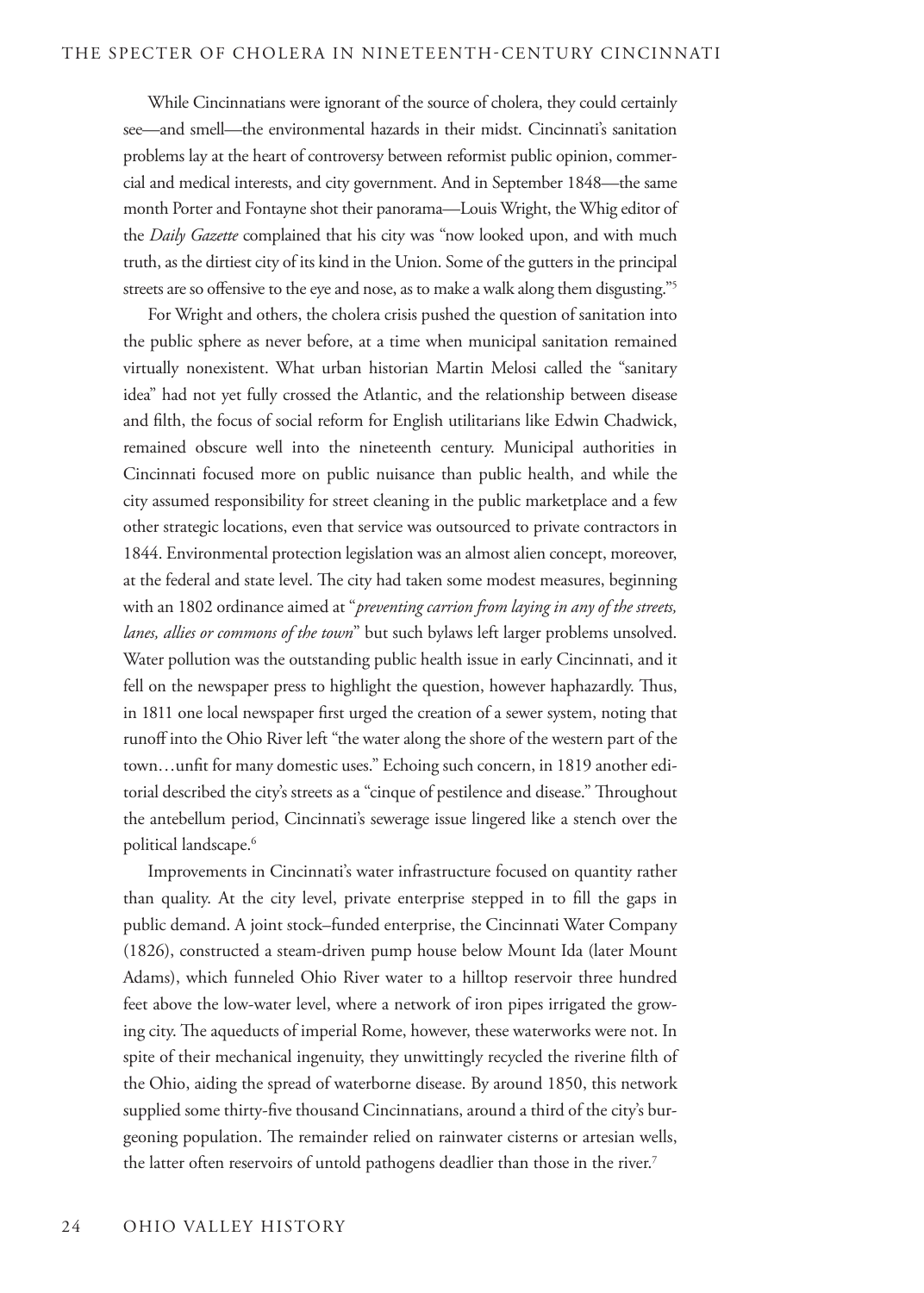While Cincinnatians were ignorant of the source of cholera, they could certainly see—and smell—the environmental hazards in their midst. Cincinnati's sanitation problems lay at the heart of controversy between reformist public opinion, commercial and medical interests, and city government. And in September 1848—the same month Porter and Fontayne shot their panorama—Louis Wright, the Whig editor of the *Daily Gazette* complained that his city was "now looked upon, and with much truth, as the dirtiest city of its kind in the Union. Some of the gutters in the principal streets are so offensive to the eye and nose, as to make a walk along them disgusting."[5]

For Wright and others, the cholera crisis pushed the question of sanitation into the public sphere as never before, at a time when municipal sanitation remained virtually nonexistent. What urban historian Martin Melosi called the "sanitary idea" had not yet fully crossed the Atlantic, and the relationship between disease and filth, the focus of social reform for English utilitarians like Edwin Chadwick, remained obscure well into the nineteenth century. Municipal authorities in Cincinnati focused more on public nuisance than public health, and while the city assumed responsibility for street cleaning in the public marketplace and a few other strategic locations, even that service was outsourced to private contractors in 1844. Environmental protection legislation was an almost alien concept, moreover, at the federal and state level. The city had taken some modest measures, beginning with an 1802 ordinance aimed at "*preventing carrion from laying in any of the streets, lanes, allies or commons of the town*" but such bylaws left larger problems unsolved. Water pollution was the outstanding public health issue in early Cincinnati, and it fell on the newspaper press to highlight the question, however haphazardly. Thus, in 1811 one local newspaper first urged the creation of a sewer system, noting that runoff into the Ohio River left "the water along the shore of the western part of the town…unfit for many domestic uses." Echoing such concern, in 1819 another editorial described the city's streets as a "cinque of pestilence and disease." Throughout the antebellum period, Cincinnati's sewerage issue lingered like a stench over the political landscape.[6]

Improvements in Cincinnati's water infrastructure focused on quantity rather than quality. At the city level, private enterprise stepped in to fill the gaps in public demand. A joint stock–funded enterprise, the Cincinnati Water Company (1826), constructed a steam-driven pump house below Mount Ida (later Mount Adams), which funneled Ohio River water to a hilltop reservoir three hundred feet above the low-water level, where a network of iron pipes irrigated the growing city. The aqueducts of imperial Rome, however, these waterworks were not. In spite of their mechanical ingenuity, they unwittingly recycled the riverine filth of the Ohio, aiding the spread of waterborne disease. By around 1850, this network supplied some thirty-five thousand Cincinnatians, around a third of the city's burgeoning population. The remainder relied on rainwater cisterns or artesian wells, the latter often reservoirs of untold pathogens deadlier than those in the river.[7]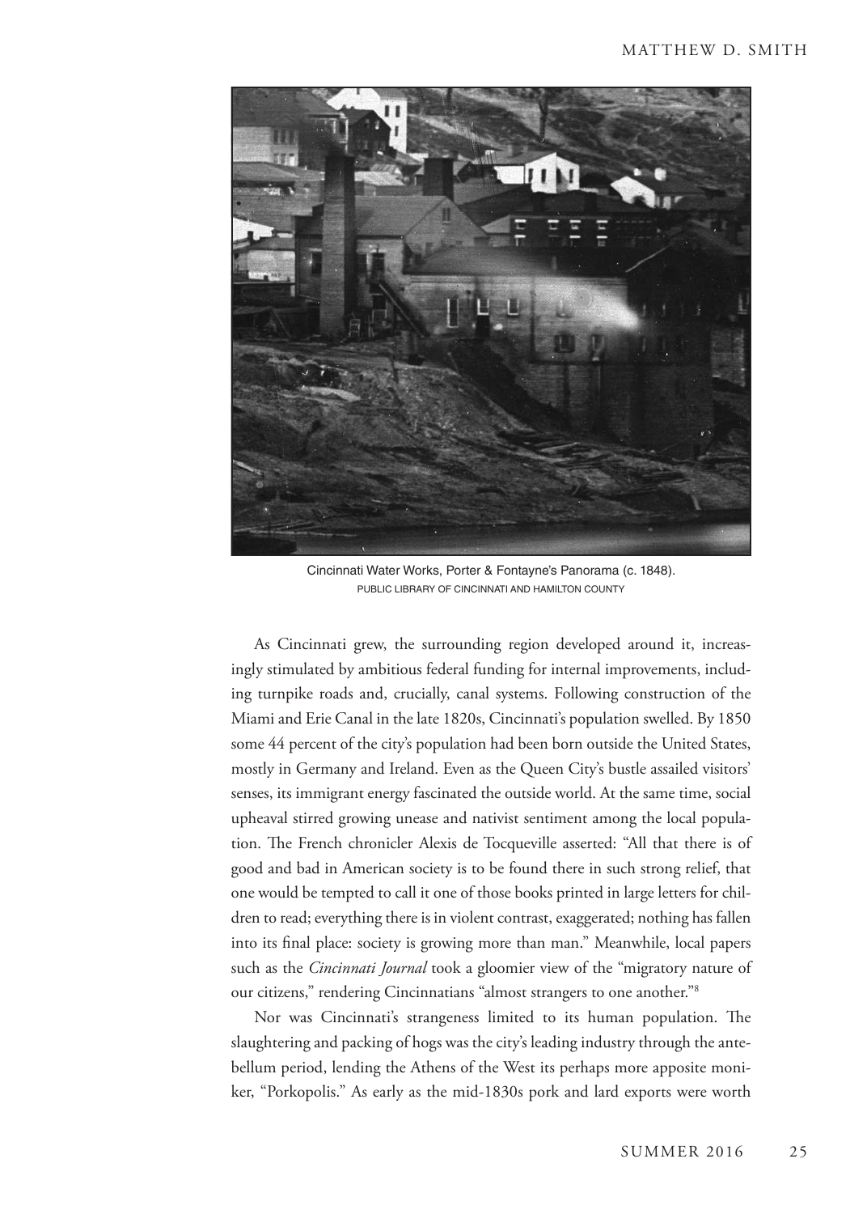Cincinnati Water Works, Porter & Fontayne's Panorama (c. 1848).
PUBLIC LIBRARY OF CINCINNATI AND HAMILTON COUNTY

As Cincinnati grew, the surrounding region developed around it, increasingly stimulated by ambitious federal funding for internal improvements, including turnpike roads and, crucially, canal systems. Following construction of the Miami and Erie Canal in the late 1820s, Cincinnati's population swelled. By 1850 some 44 percent of the city's population had been born outside the United States, mostly in Germany and Ireland. Even as the Queen City's bustle assailed visitors' senses, its immigrant energy fascinated the outside world. At the same time, social upheaval stirred growing unease and nativist sentiment among the local population. The French chronicler Alexis de Tocqueville asserted: "All that there is of good and bad in American society is to be found there in such strong relief, that one would be tempted to call it one of those books printed in large letters for children to read; everything there is in violent contrast, exaggerated; nothing has fallen into its final place: society is growing more than man." Meanwhile, local papers such as the *Cincinnati Journal* took a gloomier view of the "migratory nature of our citizens," rendering Cincinnatians "almost strangers to one another."[8]

Nor was Cincinnati's strangeness limited to its human population. The slaughtering and packing of hogs was the city's leading industry through the antebellum period, lending the Athens of the West its perhaps more apposite moniker, "Porkopolis." As early as the mid-1830s pork and lard exports were worth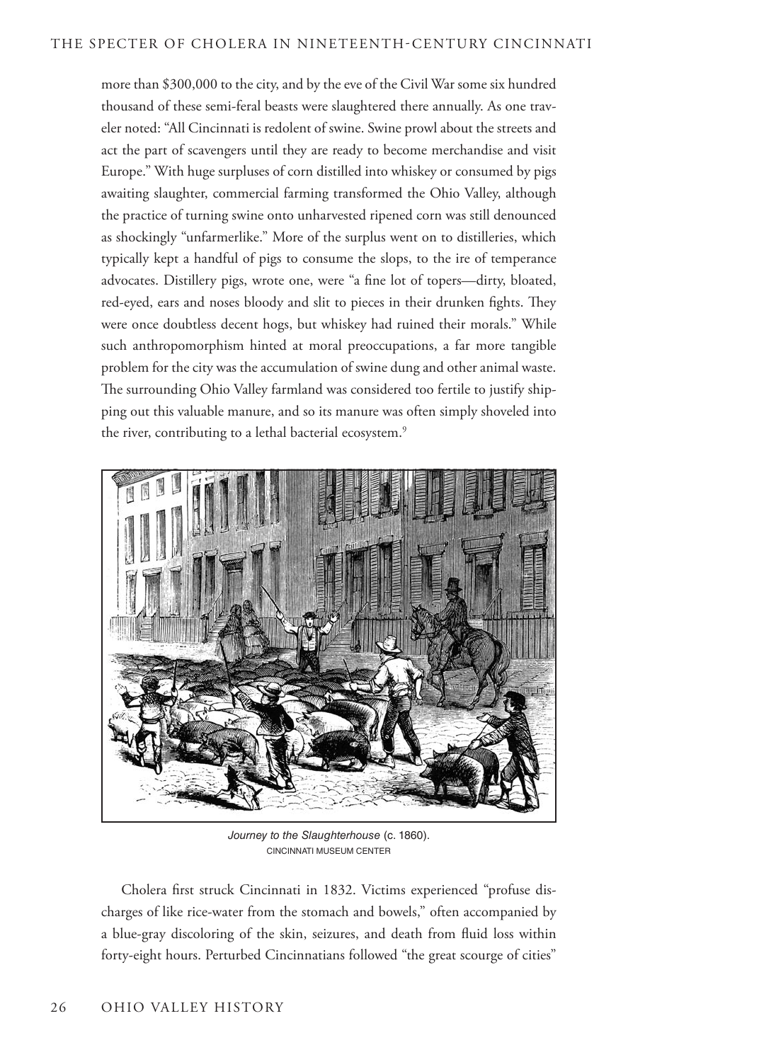more than $300,000 to the city, and by the eve of the Civil War some six hundred thousand of these semi-feral beasts were slaughtered there annually. As one traveler noted: "All Cincinnati is redolent of swine. Swine prowl about the streets and act the part of scavengers until they are ready to become merchandise and visit Europe." With huge surpluses of corn distilled into whiskey or consumed by pigs awaiting slaughter, commercial farming transformed the Ohio Valley, although the practice of turning swine onto unharvested ripened corn was still denounced as shockingly "unfarmerlike." More of the surplus went on to distilleries, which typically kept a handful of pigs to consume the slops, to the ire of temperance advocates. Distillery pigs, wrote one, were "a fine lot of topers—dirty, bloated, red-eyed, ears and noses bloody and slit to pieces in their drunken fights. They were once doubtless decent hogs, but whiskey had ruined their morals." While such anthropomorphism hinted at moral preoccupations, a far more tangible problem for the city was the accumulation of swine dung and other animal waste. The surrounding Ohio Valley farmland was considered too fertile to justify shipping out this valuable manure, and so its manure was often simply shoveled into the river, contributing to a lethal bacterial ecosystem.[9]

*Journey to the Slaughterhouse* (c. 1860).
CINCINNATI MUSEUM CENTER

Cholera first struck Cincinnati in 1832. Victims experienced "profuse discharges of like rice-water from the stomach and bowels," often accompanied by a blue-gray discoloring of the skin, seizures, and death from fluid loss within forty-eight hours. Perturbed Cincinnatians followed "the great scourge of cities"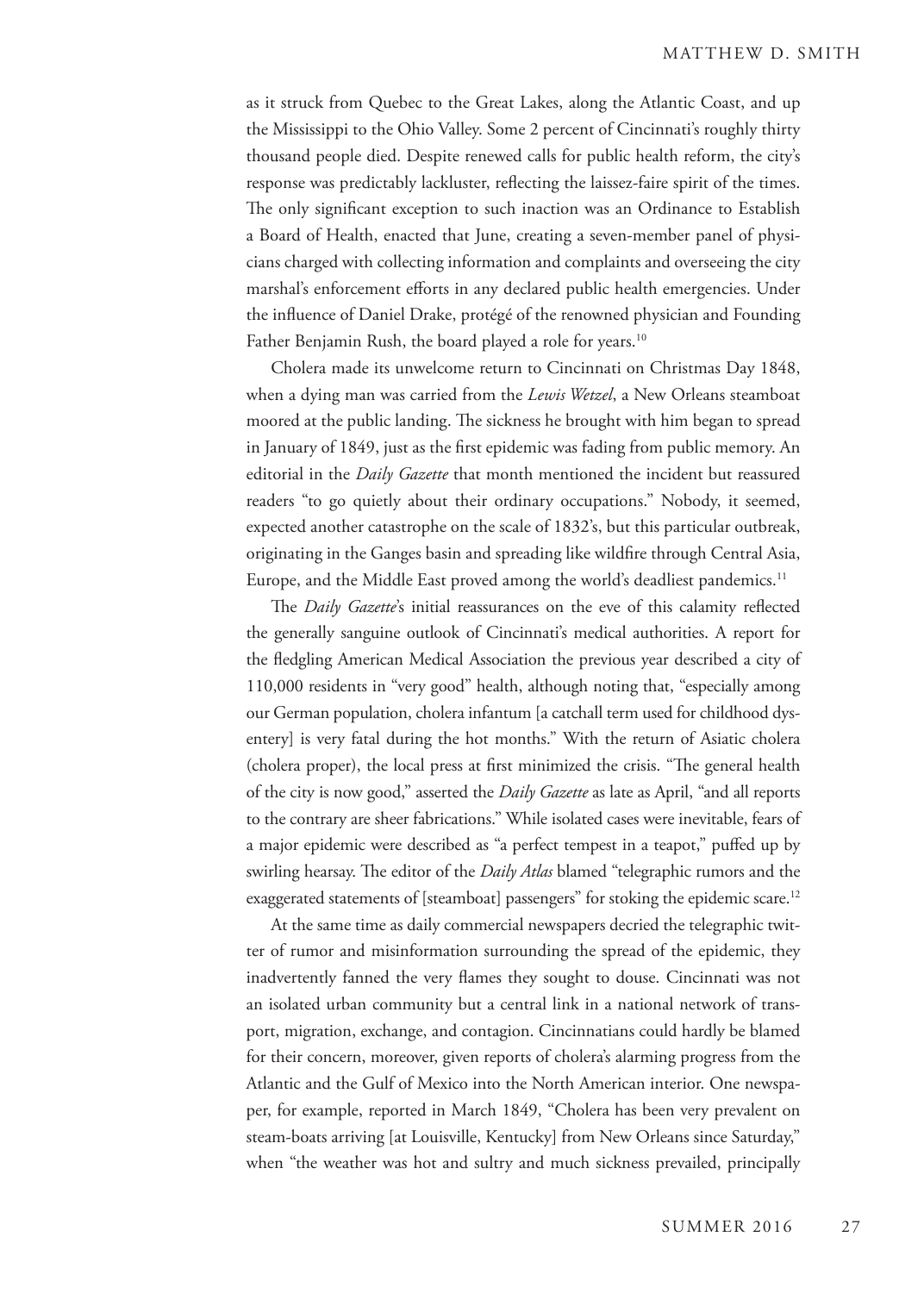as it struck from Quebec to the Great Lakes, along the Atlantic Coast, and up the Mississippi to the Ohio Valley. Some 2 percent of Cincinnati's roughly thirty thousand people died. Despite renewed calls for public health reform, the city's response was predictably lackluster, reflecting the laissez-faire spirit of the times. The only significant exception to such inaction was an Ordinance to Establish a Board of Health, enacted that June, creating a seven-member panel of physicians charged with collecting information and complaints and overseeing the city marshal's enforcement efforts in any declared public health emergencies. Under the influence of Daniel Drake, protégé of the renowned physician and Founding Father Benjamin Rush, the board played a role for years.[10]

Cholera made its unwelcome return to Cincinnati on Christmas Day 1848, when a dying man was carried from the *Lewis Wetzel*, a New Orleans steamboat moored at the public landing. The sickness he brought with him began to spread in January of 1849, just as the first epidemic was fading from public memory. An editorial in the *Daily Gazette* that month mentioned the incident but reassured readers "to go quietly about their ordinary occupations." Nobody, it seemed, expected another catastrophe on the scale of 1832's, but this particular outbreak, originating in the Ganges basin and spreading like wildfire through Central Asia, Europe, and the Middle East proved among the world's deadliest pandemics.[11]

The *Daily Gazette*'s initial reassurances on the eve of this calamity reflected the generally sanguine outlook of Cincinnati's medical authorities. A report for the fledgling American Medical Association the previous year described a city of 110,000 residents in "very good" health, although noting that, "especially among our German population, cholera infantum [a catchall term used for childhood dysentery] is very fatal during the hot months." With the return of Asiatic cholera (cholera proper), the local press at first minimized the crisis. "The general health of the city is now good," asserted the *Daily Gazette* as late as April, "and all reports to the contrary are sheer fabrications." While isolated cases were inevitable, fears of a major epidemic were described as "a perfect tempest in a teapot," puffed up by swirling hearsay. The editor of the *Daily Atlas* blamed "telegraphic rumors and the exaggerated statements of [steamboat] passengers" for stoking the epidemic scare.[12]

At the same time as daily commercial newspapers decried the telegraphic twitter of rumor and misinformation surrounding the spread of the epidemic, they inadvertently fanned the very flames they sought to douse. Cincinnati was not an isolated urban community but a central link in a national network of transport, migration, exchange, and contagion. Cincinnatians could hardly be blamed for their concern, moreover, given reports of cholera's alarming progress from the Atlantic and the Gulf of Mexico into the North American interior. One newspaper, for example, reported in March 1849, "Cholera has been very prevalent on steam-boats arriving [at Louisville, Kentucky] from New Orleans since Saturday," when "the weather was hot and sultry and much sickness prevailed, principally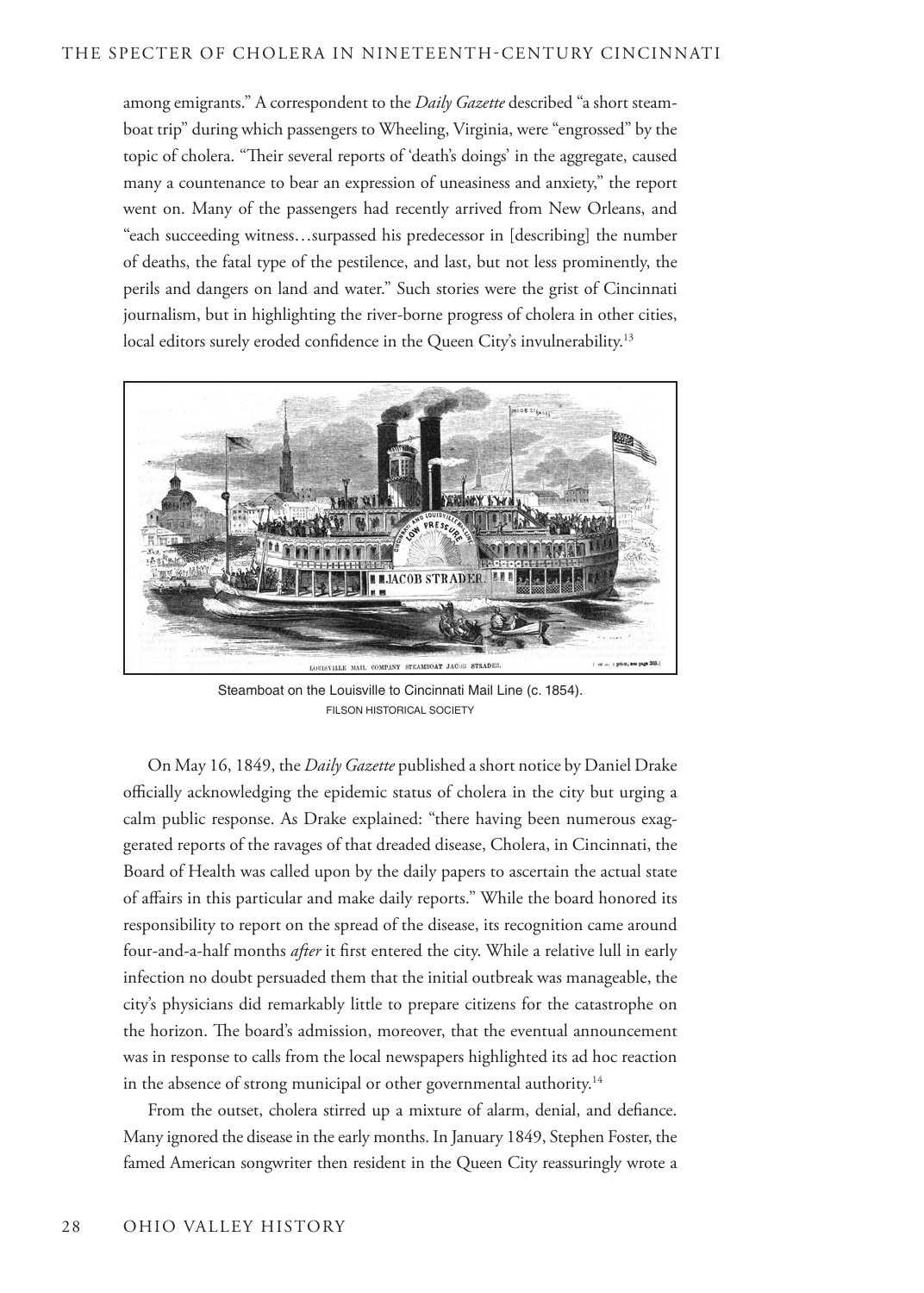among emigrants." A correspondent to the *Daily Gazette* described "a short steamboat trip" during which passengers to Wheeling, Virginia, were "engrossed" by the topic of cholera. "Their several reports of 'death's doings' in the aggregate, caused many a countenance to bear an expression of uneasiness and anxiety," the report went on. Many of the passengers had recently arrived from New Orleans, and "each succeeding witness…surpassed his predecessor in [describing] the number of deaths, the fatal type of the pestilence, and last, but not less prominently, the perils and dangers on land and water." Such stories were the grist of Cincinnati journalism, but in highlighting the river-borne progress of cholera in other cities, local editors surely eroded confidence in the Queen City's invulnerability.[13]

Steamboat on the Louisville to Cincinnati Mail Line (c. 1854).
FILSON HISTORICAL SOCIETY

On May 16, 1849, the *Daily Gazette* published a short notice by Daniel Drake officially acknowledging the epidemic status of cholera in the city but urging a calm public response. As Drake explained: "there having been numerous exaggerated reports of the ravages of that dreaded disease, Cholera, in Cincinnati, the Board of Health was called upon by the daily papers to ascertain the actual state of affairs in this particular and make daily reports." While the board honored its responsibility to report on the spread of the disease, its recognition came around four-and-a-half months *after* it first entered the city. While a relative lull in early infection no doubt persuaded them that the initial outbreak was manageable, the city's physicians did remarkably little to prepare citizens for the catastrophe on the horizon. The board's admission, moreover, that the eventual announcement was in response to calls from the local newspapers highlighted its ad hoc reaction in the absence of strong municipal or other governmental authority.[14]

From the outset, cholera stirred up a mixture of alarm, denial, and defiance. Many ignored the disease in the early months. In January 1849, Stephen Foster, the famed American songwriter then resident in the Queen City reassuringly wrote a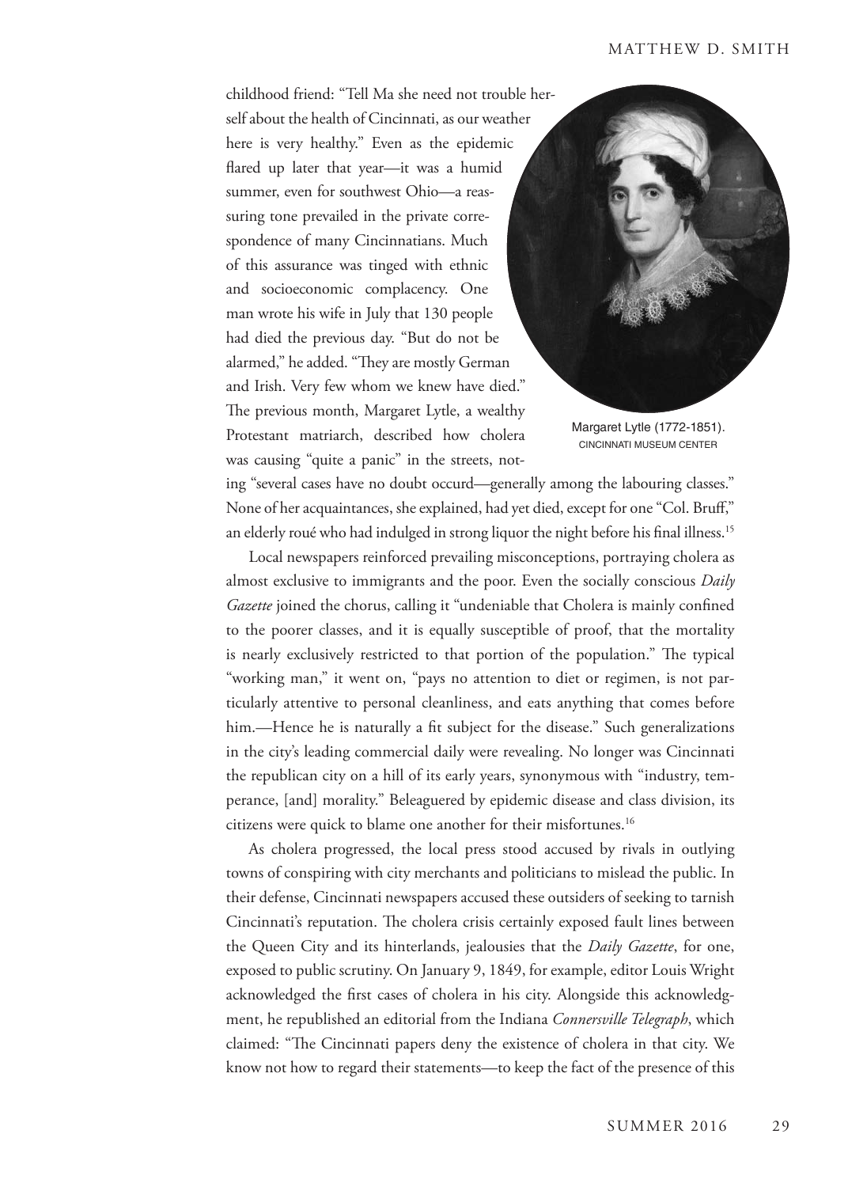childhood friend: "Tell Ma she need not trouble herself about the health of Cincinnati, as our weather here is very healthy." Even as the epidemic flared up later that year—it was a humid summer, even for southwest Ohio—a reassuring tone prevailed in the private correspondence of many Cincinnatians. Much of this assurance was tinged with ethnic and socioeconomic complacency. One man wrote his wife in July that 130 people had died the previous day. "But do not be alarmed," he added. "They are mostly German and Irish. Very few whom we knew have died." The previous month, Margaret Lytle, a wealthy Protestant matriarch, described how cholera was causing "quite a panic" in the streets, noting "several cases have no doubt occurd—generally among the labouring classes." None of her acquaintances, she explained, had yet died, except for one "Col. Bruff," an elderly roué who had indulged in strong liquor the night before his final illness.[15]

Margaret Lytle (1772-1851).
CINCINNATI MUSEUM CENTER

Local newspapers reinforced prevailing misconceptions, portraying cholera as almost exclusive to immigrants and the poor. Even the socially conscious *Daily Gazette* joined the chorus, calling it "undeniable that Cholera is mainly confined to the poorer classes, and it is equally susceptible of proof, that the mortality is nearly exclusively restricted to that portion of the population." The typical "working man," it went on, "pays no attention to diet or regimen, is not particularly attentive to personal cleanliness, and eats anything that comes before him.—Hence he is naturally a fit subject for the disease." Such generalizations in the city's leading commercial daily were revealing. No longer was Cincinnati the republican city on a hill of its early years, synonymous with "industry, temperance, [and] morality." Beleaguered by epidemic disease and class division, its citizens were quick to blame one another for their misfortunes.[16]

As cholera progressed, the local press stood accused by rivals in outlying towns of conspiring with city merchants and politicians to mislead the public. In their defense, Cincinnati newspapers accused these outsiders of seeking to tarnish Cincinnati's reputation. The cholera crisis certainly exposed fault lines between the Queen City and its hinterlands, jealousies that the *Daily Gazette*, for one, exposed to public scrutiny. On January 9, 1849, for example, editor Louis Wright acknowledged the first cases of cholera in his city. Alongside this acknowledgment, he republished an editorial from the Indiana *Connersville Telegraph*, which claimed: "The Cincinnati papers deny the existence of cholera in that city. We know not how to regard their statements—to keep the fact of the presence of this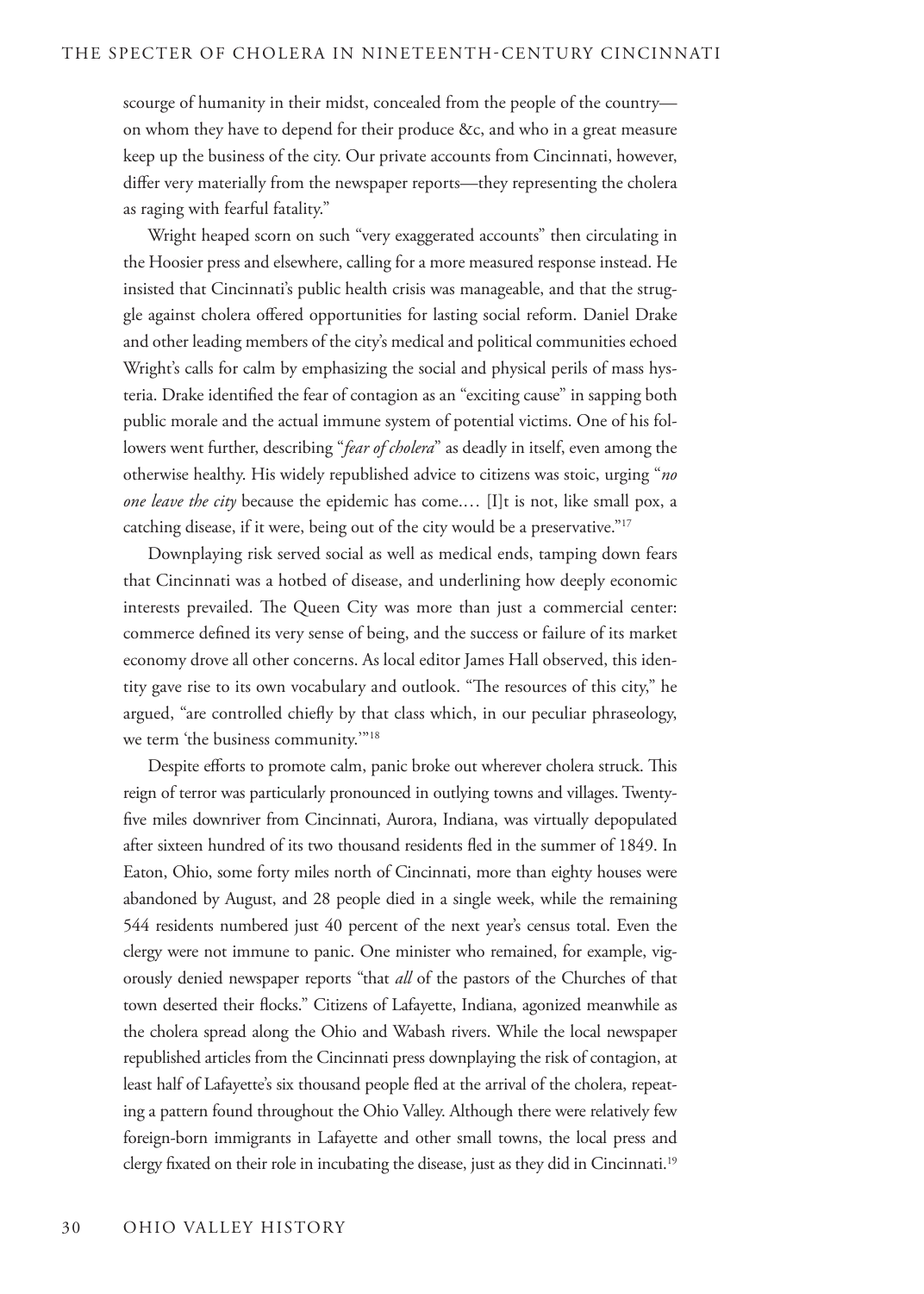scourge of humanity in their midst, concealed from the people of the country—on whom they have to depend for their produce &c, and who in a great measure keep up the business of the city. Our private accounts from Cincinnati, however, differ very materially from the newspaper reports—they representing the cholera as raging with fearful fatality."

Wright heaped scorn on such "very exaggerated accounts" then circulating in the Hoosier press and elsewhere, calling for a more measured response instead. He insisted that Cincinnati's public health crisis was manageable, and that the struggle against cholera offered opportunities for lasting social reform. Daniel Drake and other leading members of the city's medical and political communities echoed Wright's calls for calm by emphasizing the social and physical perils of mass hysteria. Drake identified the fear of contagion as an "exciting cause" in sapping both public morale and the actual immune system of potential victims. One of his followers went further, describing "*fear of cholera*" as deadly in itself, even among the otherwise healthy. His widely republished advice to citizens was stoic, urging "*no one leave the city* because the epidemic has come.… [I]t is not, like small pox, a catching disease, if it were, being out of the city would be a preservative."[17]

Downplaying risk served social as well as medical ends, tamping down fears that Cincinnati was a hotbed of disease, and underlining how deeply economic interests prevailed. The Queen City was more than just a commercial center: commerce defined its very sense of being, and the success or failure of its market economy drove all other concerns. As local editor James Hall observed, this identity gave rise to its own vocabulary and outlook. "The resources of this city," he argued, "are controlled chiefly by that class which, in our peculiar phraseology, we term 'the business community.'"[18]

Despite efforts to promote calm, panic broke out wherever cholera struck. This reign of terror was particularly pronounced in outlying towns and villages. Twenty-five miles downriver from Cincinnati, Aurora, Indiana, was virtually depopulated after sixteen hundred of its two thousand residents fled in the summer of 1849. In Eaton, Ohio, some forty miles north of Cincinnati, more than eighty houses were abandoned by August, and 28 people died in a single week, while the remaining 544 residents numbered just 40 percent of the next year's census total. Even the clergy were not immune to panic. One minister who remained, for example, vigorously denied newspaper reports "that *all* of the pastors of the Churches of that town deserted their flocks." Citizens of Lafayette, Indiana, agonized meanwhile as the cholera spread along the Ohio and Wabash rivers. While the local newspaper republished articles from the Cincinnati press downplaying the risk of contagion, at least half of Lafayette's six thousand people fled at the arrival of the cholera, repeating a pattern found throughout the Ohio Valley. Although there were relatively few foreign-born immigrants in Lafayette and other small towns, the local press and clergy fixated on their role in incubating the disease, just as they did in Cincinnati.[19]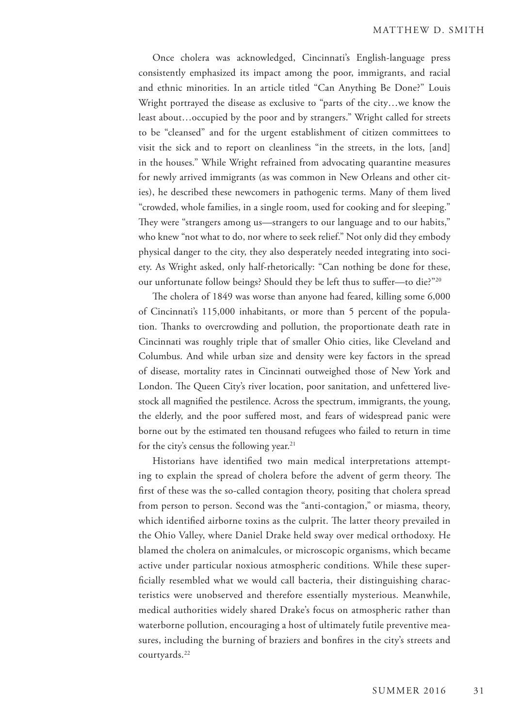Once cholera was acknowledged, Cincinnati's English-language press consistently emphasized its impact among the poor, immigrants, and racial and ethnic minorities. In an article titled "Can Anything Be Done?" Louis Wright portrayed the disease as exclusive to "parts of the city…we know the least about…occupied by the poor and by strangers." Wright called for streets to be "cleansed" and for the urgent establishment of citizen committees to visit the sick and to report on cleanliness "in the streets, in the lots, [and] in the houses." While Wright refrained from advocating quarantine measures for newly arrived immigrants (as was common in New Orleans and other cities), he described these newcomers in pathogenic terms. Many of them lived "crowded, whole families, in a single room, used for cooking and for sleeping." They were "strangers among us—strangers to our language and to our habits," who knew "not what to do, nor where to seek relief." Not only did they embody physical danger to the city, they also desperately needed integrating into society. As Wright asked, only half-rhetorically: "Can nothing be done for these, our unfortunate follow beings? Should they be left thus to suffer—to die?"[20]

The cholera of 1849 was worse than anyone had feared, killing some 6,000 of Cincinnati's 115,000 inhabitants, or more than 5 percent of the population. Thanks to overcrowding and pollution, the proportionate death rate in Cincinnati was roughly triple that of smaller Ohio cities, like Cleveland and Columbus. And while urban size and density were key factors in the spread of disease, mortality rates in Cincinnati outweighed those of New York and London. The Queen City's river location, poor sanitation, and unfettered livestock all magnified the pestilence. Across the spectrum, immigrants, the young, the elderly, and the poor suffered most, and fears of widespread panic were borne out by the estimated ten thousand refugees who failed to return in time for the city's census the following year.[21]

Historians have identified two main medical interpretations attempting to explain the spread of cholera before the advent of germ theory. The first of these was the so-called contagion theory, positing that cholera spread from person to person. Second was the "anti-contagion," or miasma, theory, which identified airborne toxins as the culprit. The latter theory prevailed in the Ohio Valley, where Daniel Drake held sway over medical orthodoxy. He blamed the cholera on animalcules, or microscopic organisms, which became active under particular noxious atmospheric conditions. While these superficially resembled what we would call bacteria, their distinguishing characteristics were unobserved and therefore essentially mysterious. Meanwhile, medical authorities widely shared Drake's focus on atmospheric rather than waterborne pollution, encouraging a host of ultimately futile preventive measures, including the burning of braziers and bonfires in the city's streets and courtyards.[22]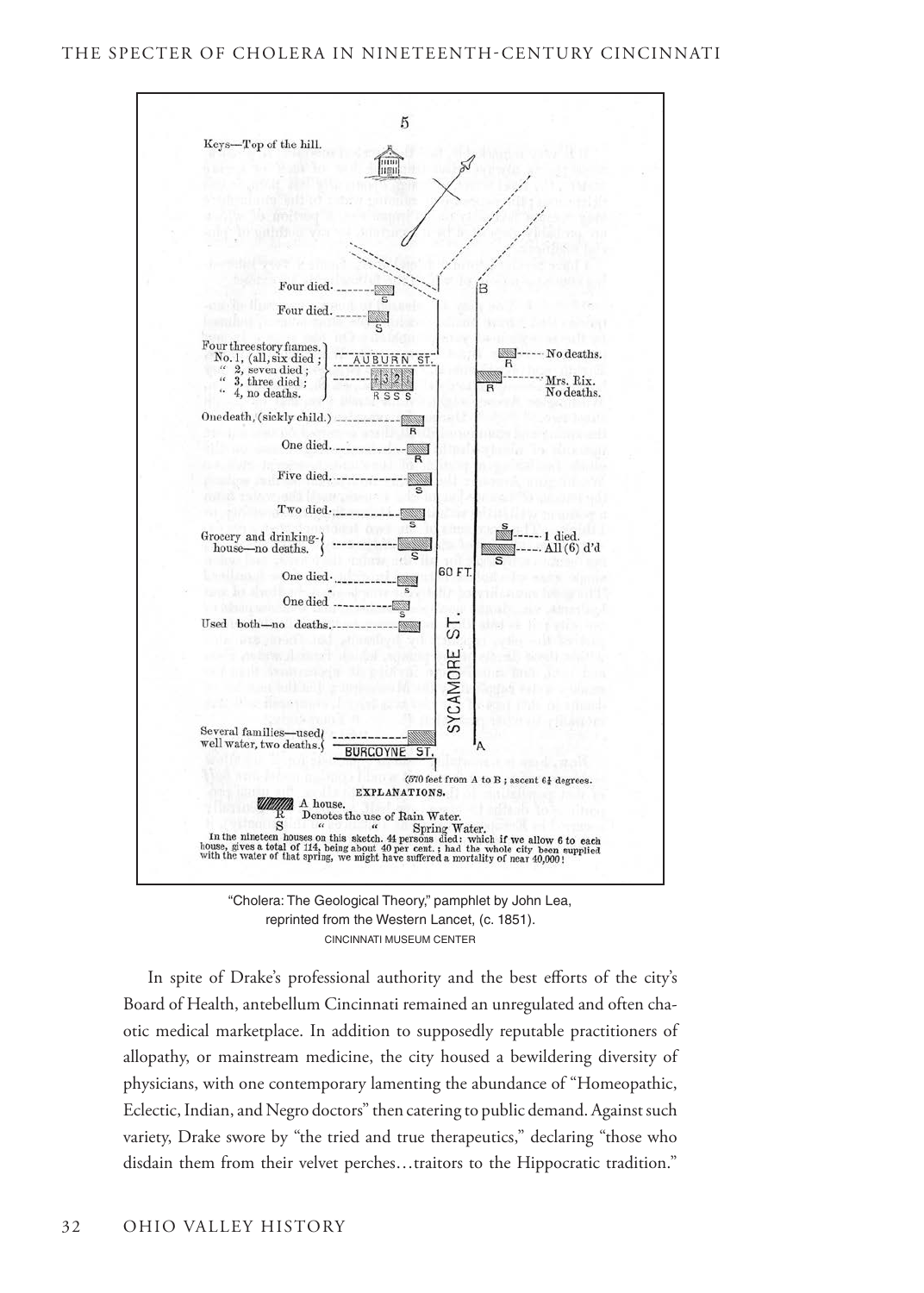"Cholera: The Geological Theory," pamphlet by John Lea, reprinted from the Western Lancet, (c. 1851).
CINCINNATI MUSEUM CENTER

In spite of Drake's professional authority and the best efforts of the city's Board of Health, antebellum Cincinnati remained an unregulated and often chaotic medical marketplace. In addition to supposedly reputable practitioners of allopathy, or mainstream medicine, the city housed a bewildering diversity of physicians, with one contemporary lamenting the abundance of "Homeopathic, Eclectic, Indian, and Negro doctors" then catering to public demand. Against such variety, Drake swore by "the tried and true therapeutics," declaring "those who disdain them from their velvet perches…traitors to the Hippocratic tradition."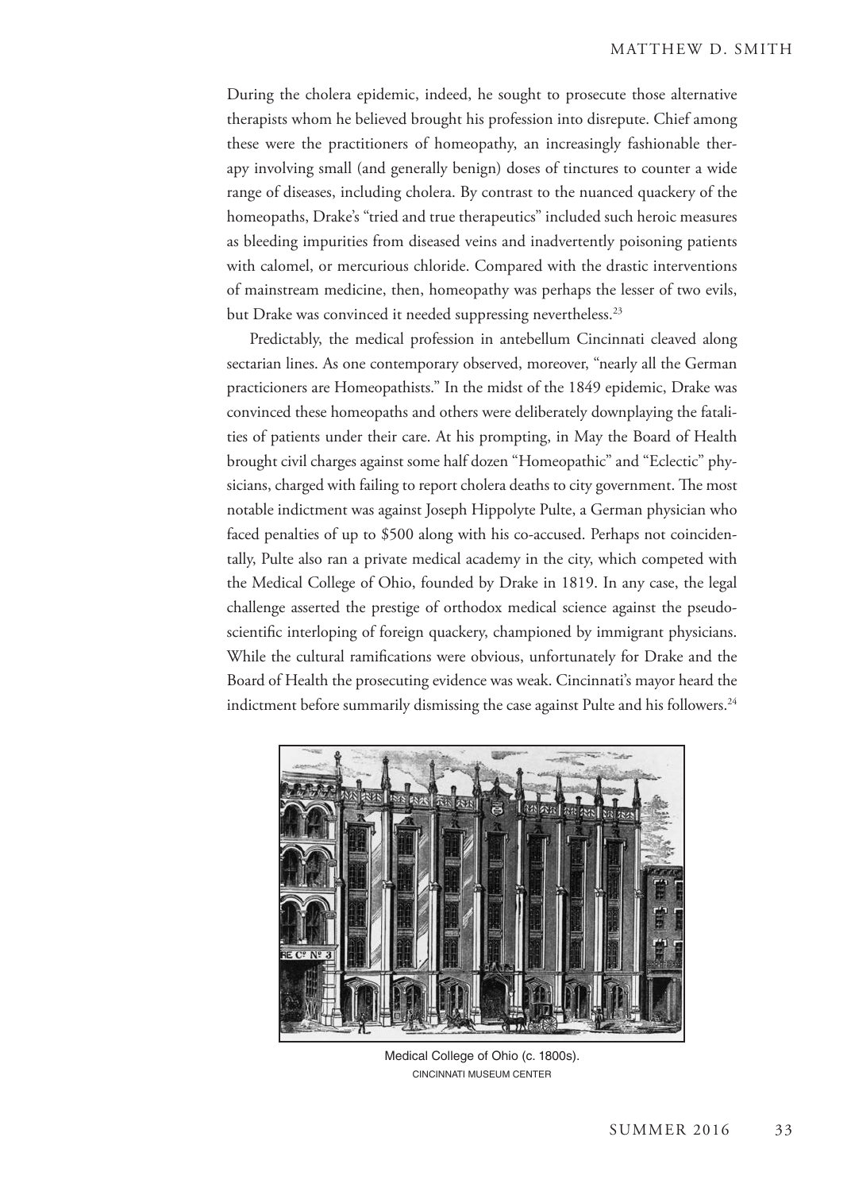During the cholera epidemic, indeed, he sought to prosecute those alternative therapists whom he believed brought his profession into disrepute. Chief among these were the practitioners of homeopathy, an increasingly fashionable therapy involving small (and generally benign) doses of tinctures to counter a wide range of diseases, including cholera. By contrast to the nuanced quackery of the homeopaths, Drake's "tried and true therapeutics" included such heroic measures as bleeding impurities from diseased veins and inadvertently poisoning patients with calomel, or mercurious chloride. Compared with the drastic interventions of mainstream medicine, then, homeopathy was perhaps the lesser of two evils, but Drake was convinced it needed suppressing nevertheless.[23]

Predictably, the medical profession in antebellum Cincinnati cleaved along sectarian lines. As one contemporary observed, moreover, "nearly all the German practicioners are Homeopathists." In the midst of the 1849 epidemic, Drake was convinced these homeopaths and others were deliberately downplaying the fatalities of patients under their care. At his prompting, in May the Board of Health brought civil charges against some half dozen "Homeopathic" and "Eclectic" physicians, charged with failing to report cholera deaths to city government. The most notable indictment was against Joseph Hippolyte Pulte, a German physician who faced penalties of up to $500 along with his co-accused. Perhaps not coincidentally, Pulte also ran a private medical academy in the city, which competed with the Medical College of Ohio, founded by Drake in 1819. In any case, the legal challenge asserted the prestige of orthodox medical science against the pseudo-scientific interloping of foreign quackery, championed by immigrant physicians. While the cultural ramifications were obvious, unfortunately for Drake and the Board of Health the prosecuting evidence was weak. Cincinnati's mayor heard the indictment before summarily dismissing the case against Pulte and his followers.[24]

Medical College of Ohio (c. 1800s).
CINCINNATI MUSEUM CENTER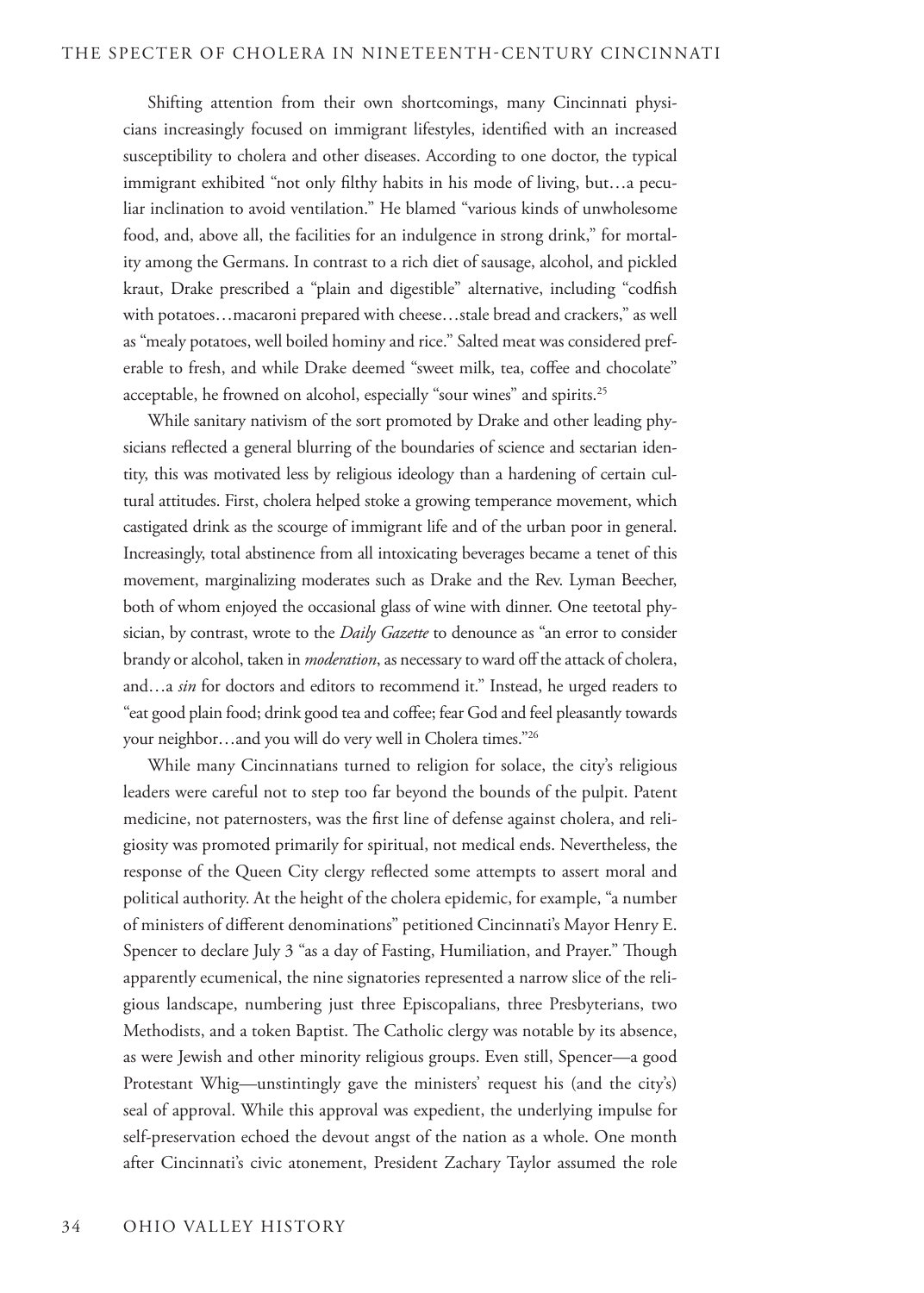Shifting attention from their own shortcomings, many Cincinnati physicians increasingly focused on immigrant lifestyles, identified with an increased susceptibility to cholera and other diseases. According to one doctor, the typical immigrant exhibited "not only filthy habits in his mode of living, but…a peculiar inclination to avoid ventilation." He blamed "various kinds of unwholesome food, and, above all, the facilities for an indulgence in strong drink," for mortality among the Germans. In contrast to a rich diet of sausage, alcohol, and pickled kraut, Drake prescribed a "plain and digestible" alternative, including "codfish with potatoes…macaroni prepared with cheese…stale bread and crackers," as well as "mealy potatoes, well boiled hominy and rice." Salted meat was considered preferable to fresh, and while Drake deemed "sweet milk, tea, coffee and chocolate" acceptable, he frowned on alcohol, especially "sour wines" and spirits.[25]

While sanitary nativism of the sort promoted by Drake and other leading physicians reflected a general blurring of the boundaries of science and sectarian identity, this was motivated less by religious ideology than a hardening of certain cultural attitudes. First, cholera helped stoke a growing temperance movement, which castigated drink as the scourge of immigrant life and of the urban poor in general. Increasingly, total abstinence from all intoxicating beverages became a tenet of this movement, marginalizing moderates such as Drake and the Rev. Lyman Beecher, both of whom enjoyed the occasional glass of wine with dinner. One teetotal physician, by contrast, wrote to the *Daily Gazette* to denounce as "an error to consider brandy or alcohol, taken in *moderation*, as necessary to ward off the attack of cholera, and…a *sin* for doctors and editors to recommend it." Instead, he urged readers to "eat good plain food; drink good tea and coffee; fear God and feel pleasantly towards your neighbor…and you will do very well in Cholera times."[26]

While many Cincinnatians turned to religion for solace, the city's religious leaders were careful not to step too far beyond the bounds of the pulpit. Patent medicine, not paternosters, was the first line of defense against cholera, and religiosity was promoted primarily for spiritual, not medical ends. Nevertheless, the response of the Queen City clergy reflected some attempts to assert moral and political authority. At the height of the cholera epidemic, for example, "a number of ministers of different denominations" petitioned Cincinnati's Mayor Henry E. Spencer to declare July 3 "as a day of Fasting, Humiliation, and Prayer." Though apparently ecumenical, the nine signatories represented a narrow slice of the religious landscape, numbering just three Episcopalians, three Presbyterians, two Methodists, and a token Baptist. The Catholic clergy was notable by its absence, as were Jewish and other minority religious groups. Even still, Spencer—a good Protestant Whig—unstintingly gave the ministers' request his (and the city's) seal of approval. While this approval was expedient, the underlying impulse for self-preservation echoed the devout angst of the nation as a whole. One month after Cincinnati's civic atonement, President Zachary Taylor assumed the role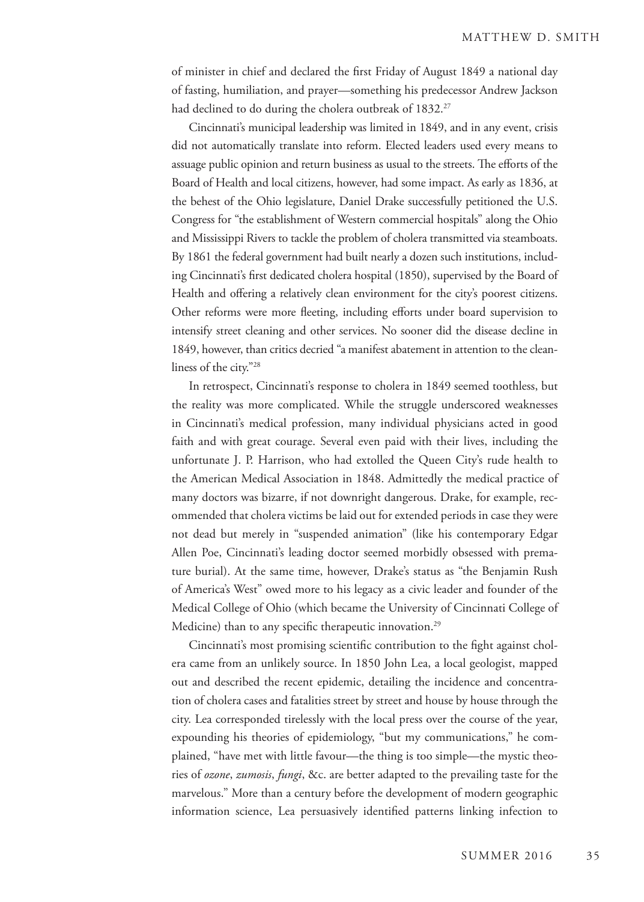of minister in chief and declared the first Friday of August 1849 a national day of fasting, humiliation, and prayer—something his predecessor Andrew Jackson had declined to do during the cholera outbreak of 1832.[27]

Cincinnati's municipal leadership was limited in 1849, and in any event, crisis did not automatically translate into reform. Elected leaders used every means to assuage public opinion and return business as usual to the streets. The efforts of the Board of Health and local citizens, however, had some impact. As early as 1836, at the behest of the Ohio legislature, Daniel Drake successfully petitioned the U.S. Congress for "the establishment of Western commercial hospitals" along the Ohio and Mississippi Rivers to tackle the problem of cholera transmitted via steamboats. By 1861 the federal government had built nearly a dozen such institutions, including Cincinnati's first dedicated cholera hospital (1850), supervised by the Board of Health and offering a relatively clean environment for the city's poorest citizens. Other reforms were more fleeting, including efforts under board supervision to intensify street cleaning and other services. No sooner did the disease decline in 1849, however, than critics decried "a manifest abatement in attention to the cleanliness of the city."[28]

In retrospect, Cincinnati's response to cholera in 1849 seemed toothless, but the reality was more complicated. While the struggle underscored weaknesses in Cincinnati's medical profession, many individual physicians acted in good faith and with great courage. Several even paid with their lives, including the unfortunate J. P. Harrison, who had extolled the Queen City's rude health to the American Medical Association in 1848. Admittedly the medical practice of many doctors was bizarre, if not downright dangerous. Drake, for example, recommended that cholera victims be laid out for extended periods in case they were not dead but merely in "suspended animation" (like his contemporary Edgar Allen Poe, Cincinnati's leading doctor seemed morbidly obsessed with premature burial). At the same time, however, Drake's status as "the Benjamin Rush of America's West" owed more to his legacy as a civic leader and founder of the Medical College of Ohio (which became the University of Cincinnati College of Medicine) than to any specific therapeutic innovation.[29]

Cincinnati's most promising scientific contribution to the fight against cholera came from an unlikely source. In 1850 John Lea, a local geologist, mapped out and described the recent epidemic, detailing the incidence and concentration of cholera cases and fatalities street by street and house by house through the city. Lea corresponded tirelessly with the local press over the course of the year, expounding his theories of epidemiology, "but my communications," he complained, "have met with little favour—the thing is too simple—the mystic theories of *ozone*, *zumosis*, *fungi*, &c. are better adapted to the prevailing taste for the marvelous." More than a century before the development of modern geographic information science, Lea persuasively identified patterns linking infection to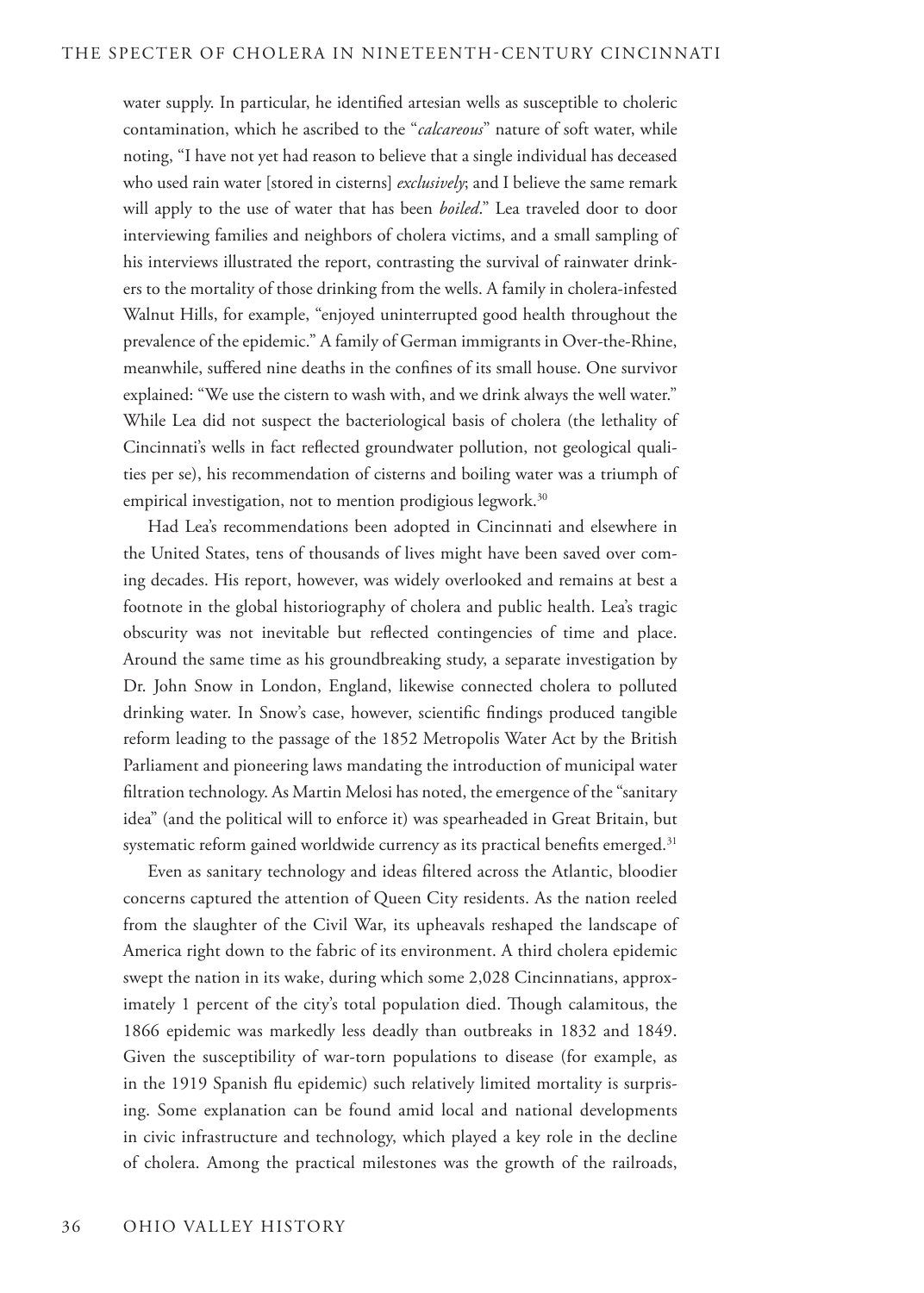water supply. In particular, he identified artesian wells as susceptible to choleric contamination, which he ascribed to the "*calcareous*" nature of soft water, while noting, "I have not yet had reason to believe that a single individual has deceased who used rain water [stored in cisterns] *exclusively*; and I believe the same remark will apply to the use of water that has been *boiled*." Lea traveled door to door interviewing families and neighbors of cholera victims, and a small sampling of his interviews illustrated the report, contrasting the survival of rainwater drinkers to the mortality of those drinking from the wells. A family in cholera-infested Walnut Hills, for example, "enjoyed uninterrupted good health throughout the prevalence of the epidemic." A family of German immigrants in Over-the-Rhine, meanwhile, suffered nine deaths in the confines of its small house. One survivor explained: "We use the cistern to wash with, and we drink always the well water." While Lea did not suspect the bacteriological basis of cholera (the lethality of Cincinnati's wells in fact reflected groundwater pollution, not geological qualities per se), his recommendation of cisterns and boiling water was a triumph of empirical investigation, not to mention prodigious legwork.[30]

Had Lea's recommendations been adopted in Cincinnati and elsewhere in the United States, tens of thousands of lives might have been saved over coming decades. His report, however, was widely overlooked and remains at best a footnote in the global historiography of cholera and public health. Lea's tragic obscurity was not inevitable but reflected contingencies of time and place. Around the same time as his groundbreaking study, a separate investigation by Dr. John Snow in London, England, likewise connected cholera to polluted drinking water. In Snow's case, however, scientific findings produced tangible reform leading to the passage of the 1852 Metropolis Water Act by the British Parliament and pioneering laws mandating the introduction of municipal water filtration technology. As Martin Melosi has noted, the emergence of the "sanitary idea" (and the political will to enforce it) was spearheaded in Great Britain, but systematic reform gained worldwide currency as its practical benefits emerged.[31]

Even as sanitary technology and ideas filtered across the Atlantic, bloodier concerns captured the attention of Queen City residents. As the nation reeled from the slaughter of the Civil War, its upheavals reshaped the landscape of America right down to the fabric of its environment. A third cholera epidemic swept the nation in its wake, during which some 2,028 Cincinnatians, approximately 1 percent of the city's total population died. Though calamitous, the 1866 epidemic was markedly less deadly than outbreaks in 1832 and 1849. Given the susceptibility of war-torn populations to disease (for example, as in the 1919 Spanish flu epidemic) such relatively limited mortality is surprising. Some explanation can be found amid local and national developments in civic infrastructure and technology, which played a key role in the decline of cholera. Among the practical milestones was the growth of the railroads,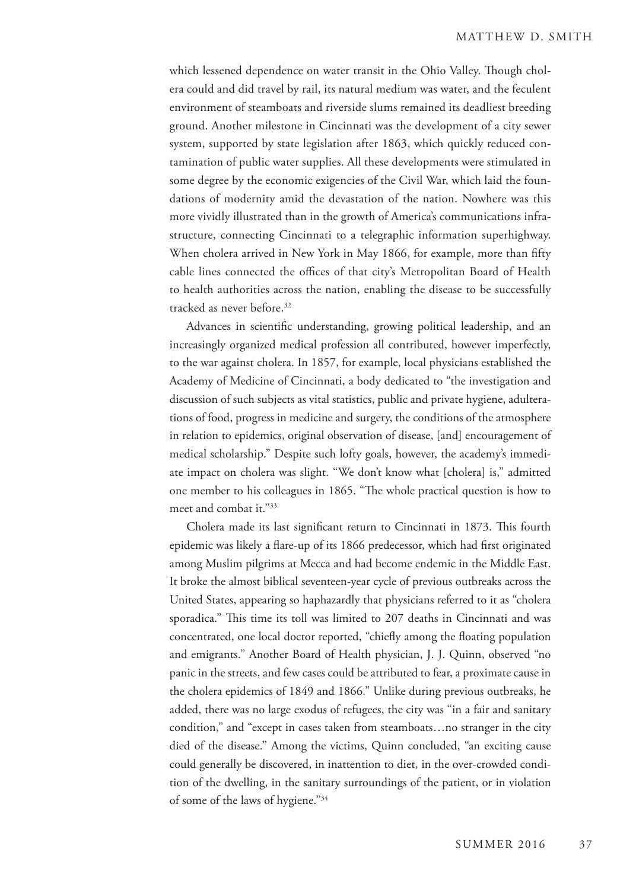which lessened dependence on water transit in the Ohio Valley. Though cholera could and did travel by rail, its natural medium was water, and the feculent environment of steamboats and riverside slums remained its deadliest breeding ground. Another milestone in Cincinnati was the development of a city sewer system, supported by state legislation after 1863, which quickly reduced contamination of public water supplies. All these developments were stimulated in some degree by the economic exigencies of the Civil War, which laid the foundations of modernity amid the devastation of the nation. Nowhere was this more vividly illustrated than in the growth of America's communications infrastructure, connecting Cincinnati to a telegraphic information superhighway. When cholera arrived in New York in May 1866, for example, more than fifty cable lines connected the offices of that city's Metropolitan Board of Health to health authorities across the nation, enabling the disease to be successfully tracked as never before.[32]

Advances in scientific understanding, growing political leadership, and an increasingly organized medical profession all contributed, however imperfectly, to the war against cholera. In 1857, for example, local physicians established the Academy of Medicine of Cincinnati, a body dedicated to "the investigation and discussion of such subjects as vital statistics, public and private hygiene, adulterations of food, progress in medicine and surgery, the conditions of the atmosphere in relation to epidemics, original observation of disease, [and] encouragement of medical scholarship." Despite such lofty goals, however, the academy's immediate impact on cholera was slight. "We don't know what [cholera] is," admitted one member to his colleagues in 1865. "The whole practical question is how to meet and combat it."[33]

Cholera made its last significant return to Cincinnati in 1873. This fourth epidemic was likely a flare-up of its 1866 predecessor, which had first originated among Muslim pilgrims at Mecca and had become endemic in the Middle East. It broke the almost biblical seventeen-year cycle of previous outbreaks across the United States, appearing so haphazardly that physicians referred to it as "cholera sporadica." This time its toll was limited to 207 deaths in Cincinnati and was concentrated, one local doctor reported, "chiefly among the floating population and emigrants." Another Board of Health physician, J. J. Quinn, observed "no panic in the streets, and few cases could be attributed to fear, a proximate cause in the cholera epidemics of 1849 and 1866." Unlike during previous outbreaks, he added, there was no large exodus of refugees, the city was "in a fair and sanitary condition," and "except in cases taken from steamboats…no stranger in the city died of the disease." Among the victims, Quinn concluded, "an exciting cause could generally be discovered, in inattention to diet, in the over-crowded condition of the dwelling, in the sanitary surroundings of the patient, or in violation of some of the laws of hygiene."[34]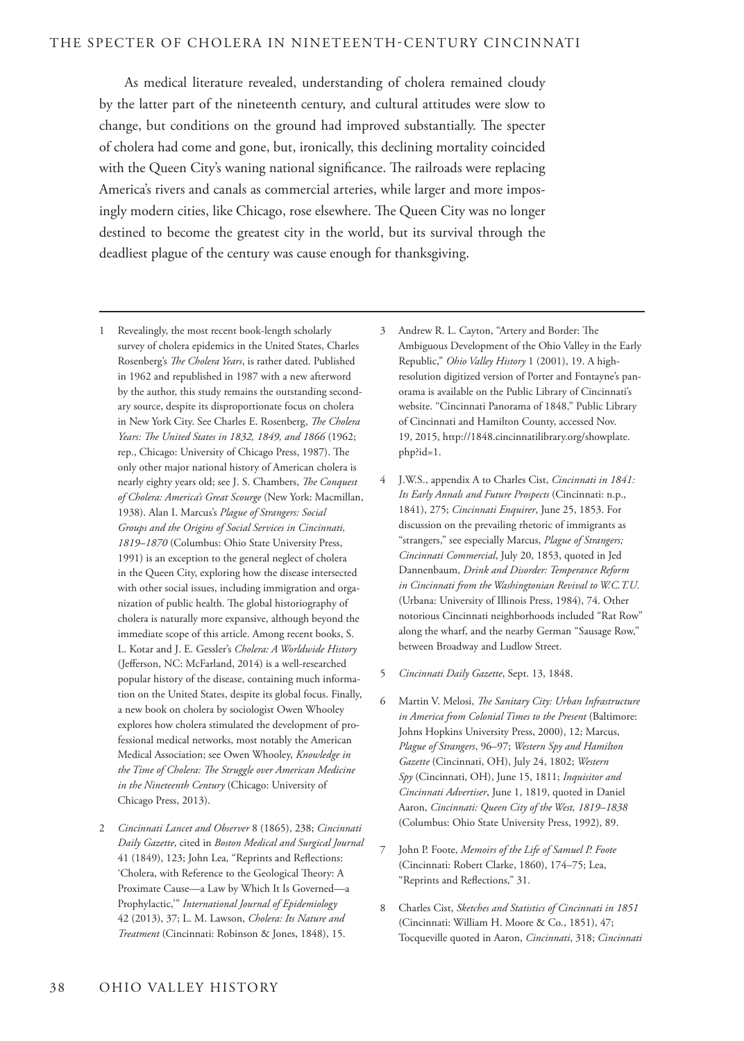As medical literature revealed, understanding of cholera remained cloudy by the latter part of the nineteenth century, and cultural attitudes were slow to change, but conditions on the ground had improved substantially. The specter of cholera had come and gone, but, ironically, this declining mortality coincided with the Queen City's waning national significance. The railroads were replacing America's rivers and canals as commercial arteries, while larger and more imposingly modern cities, like Chicago, rose elsewhere. The Queen City was no longer destined to become the greatest city in the world, but its survival through the deadliest plague of the century was cause enough for thanksgiving.

---

1 Revealingly, the most recent book-length scholarly survey of cholera epidemics in the United States, Charles Rosenberg's *The Cholera Years*, is rather dated. Published in 1962 and republished in 1987 with a new afterword by the author, this study remains the outstanding secondary source, despite its disproportionate focus on cholera in New York City. See Charles E. Rosenberg, *The Cholera Years: The United States in 1832, 1849, and 1866* (1962; rep., Chicago: University of Chicago Press, 1987). The only other major national history of American cholera is nearly eighty years old; see J. S. Chambers, *The Conquest of Cholera: America's Great Scourge* (New York: Macmillan, 1938). Alan I. Marcus's *Plague of Strangers: Social Groups and the Origins of Social Services in Cincinnati, 1819–1870* (Columbus: Ohio State University Press, 1991) is an exception to the general neglect of cholera in the Queen City, exploring how the disease intersected with other social issues, including immigration and organization of public health. The global historiography of cholera is naturally more expansive, although beyond the immediate scope of this article. Among recent books, S. L. Kotar and J. E. Gessler's *Cholera: A Worldwide History* (Jefferson, NC: McFarland, 2014) is a well-researched popular history of the disease, containing much information on the United States, despite its global focus. Finally, a new book on cholera by sociologist Owen Whooley explores how cholera stimulated the development of professional medical networks, most notably the American Medical Association; see Owen Whooley, *Knowledge in the Time of Cholera: The Struggle over American Medicine in the Nineteenth Century* (Chicago: University of Chicago Press, 2013).

2 *Cincinnati Lancet and Observer* 8 (1865), 238; *Cincinnati Daily Gazette*, cited in *Boston Medical and Surgical Journal* 41 (1849), 123; John Lea, "Reprints and Reflections: 'Cholera, with Reference to the Geological Theory: A Proximate Cause—a Law by Which It Is Governed—a Prophylactic,'" *International Journal of Epidemiology* 42 (2013), 37; L. M. Lawson, *Cholera: Its Nature and Treatment* (Cincinnati: Robinson & Jones, 1848), 15.

3 Andrew R. L. Cayton, "Artery and Border: The Ambiguous Development of the Ohio Valley in the Early Republic," *Ohio Valley History* 1 (2001), 19. A high-resolution digitized version of Porter and Fontayne's panorama is available on the Public Library of Cincinnati's website. "Cincinnati Panorama of 1848," Public Library of Cincinnati and Hamilton County, accessed Nov. 19, 2015, http://1848.cincinnatilibrary.org/showplate.php?id=1.

4 J.W.S., appendix A to Charles Cist, *Cincinnati in 1841: Its Early Annals and Future Prospects* (Cincinnati: n.p., 1841), 275; *Cincinnati Enquirer*, June 25, 1853. For discussion on the prevailing rhetoric of immigrants as "strangers," see especially Marcus, *Plague of Strangers; Cincinnati Commercial*, July 20, 1853, quoted in Jed Dannenbaum, *Drink and Disorder: Temperance Reform in Cincinnati from the Washingtonian Revival to W.C.T.U.* (Urbana: University of Illinois Press, 1984), 74. Other notorious Cincinnati neighborhoods included "Rat Row" along the wharf, and the nearby German "Sausage Row," between Broadway and Ludlow Street.

5 *Cincinnati Daily Gazette*, Sept. 13, 1848.

6 Martin V. Melosi, *The Sanitary City: Urban Infrastructure in America from Colonial Times to the Present* (Baltimore: Johns Hopkins University Press, 2000), 12; Marcus, *Plague of Strangers*, 96–97; *Western Spy and Hamilton Gazette* (Cincinnati, OH), July 24, 1802; *Western Spy* (Cincinnati, OH), June 15, 1811; *Inquisitor and Cincinnati Advertiser*, June 1, 1819, quoted in Daniel Aaron, *Cincinnati: Queen City of the West, 1819–1838* (Columbus: Ohio State University Press, 1992), 89.

7 John P. Foote, *Memoirs of the Life of Samuel P. Foote* (Cincinnati: Robert Clarke, 1860), 174–75; Lea, "Reprints and Reflections," 31.

8 Charles Cist, *Sketches and Statistics of Cincinnati in 1851* (Cincinnati: William H. Moore & Co., 1851), 47; Tocqueville quoted in Aaron, *Cincinnati*, 318; *Cincinnati*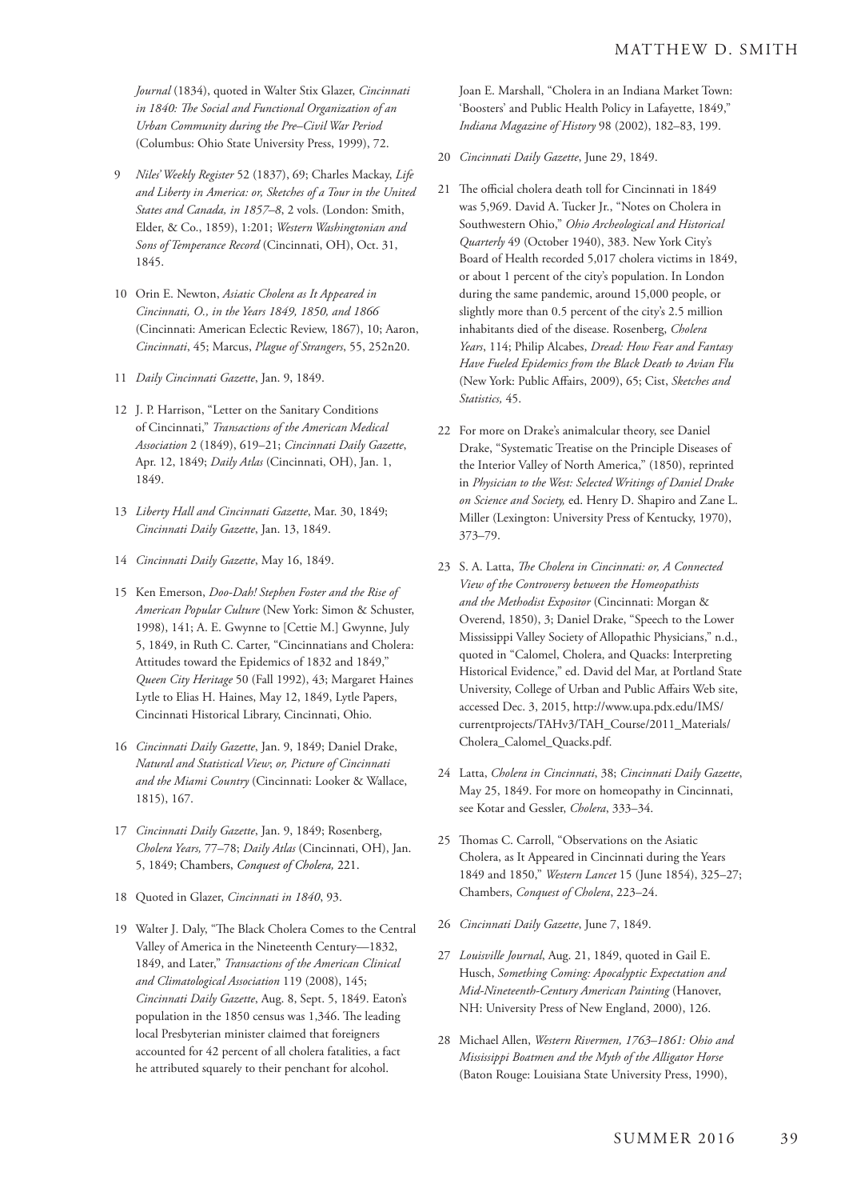*Journal* (1834), quoted in Walter Stix Glazer, *Cincinnati in 1840: The Social and Functional Organization of an Urban Community during the Pre–Civil War Period* (Columbus: Ohio State University Press, 1999), 72.

9 *Niles' Weekly Register* 52 (1837), 69; Charles Mackay, *Life and Liberty in America: or, Sketches of a Tour in the United States and Canada, in 1857–8*, 2 vols. (London: Smith, Elder, & Co., 1859), 1:201; *Western Washingtonian and Sons of Temperance Record* (Cincinnati, OH), Oct. 31, 1845.

10 Orin E. Newton, *Asiatic Cholera as It Appeared in Cincinnati, O., in the Years 1849, 1850, and 1866* (Cincinnati: American Eclectic Review, 1867), 10; Aaron, *Cincinnati*, 45; Marcus, *Plague of Strangers*, 55, 252n20.

11 *Daily Cincinnati Gazette*, Jan. 9, 1849.

12 J. P. Harrison, "Letter on the Sanitary Conditions of Cincinnati," *Transactions of the American Medical Association* 2 (1849), 619–21; *Cincinnati Daily Gazette*, Apr. 12, 1849; *Daily Atlas* (Cincinnati, OH), Jan. 1, 1849.

13 *Liberty Hall and Cincinnati Gazette*, Mar. 30, 1849; *Cincinnati Daily Gazette*, Jan. 13, 1849.

14 *Cincinnati Daily Gazette*, May 16, 1849.

15 Ken Emerson, *Doo-Dah! Stephen Foster and the Rise of American Popular Culture* (New York: Simon & Schuster, 1998), 141; A. E. Gwynne to [Cettie M.] Gwynne, July 5, 1849, in Ruth C. Carter, "Cincinnatians and Cholera: Attitudes toward the Epidemics of 1832 and 1849," *Queen City Heritage* 50 (Fall 1992), 43; Margaret Haines Lytle to Elias H. Haines, May 12, 1849, Lytle Papers, Cincinnati Historical Library, Cincinnati, Ohio.

16 *Cincinnati Daily Gazette*, Jan. 9, 1849; Daniel Drake, *Natural and Statistical View*; *or, Picture of Cincinnati and the Miami Country* (Cincinnati: Looker & Wallace, 1815), 167.

17 *Cincinnati Daily Gazette*, Jan. 9, 1849; Rosenberg, *Cholera Years,* 77–78; *Daily Atlas* (Cincinnati, OH), Jan. 5, 1849; Chambers, *Conquest of Cholera,* 221.

18 Quoted in Glazer, *Cincinnati in 1840*, 93.

19 Walter J. Daly, "The Black Cholera Comes to the Central Valley of America in the Nineteenth Century—1832, 1849, and Later," *Transactions of the American Clinical and Climatological Association* 119 (2008), 145; *Cincinnati Daily Gazette*, Aug. 8, Sept. 5, 1849. Eaton's population in the 1850 census was 1,346. The leading local Presbyterian minister claimed that foreigners accounted for 42 percent of all cholera fatalities, a fact he attributed squarely to their penchant for alcohol. Joan E. Marshall, "Cholera in an Indiana Market Town: 'Boosters' and Public Health Policy in Lafayette, 1849," *Indiana Magazine of History* 98 (2002), 182–83, 199.

20 *Cincinnati Daily Gazette*, June 29, 1849.

21 The official cholera death toll for Cincinnati in 1849 was 5,969. David A. Tucker Jr., "Notes on Cholera in Southwestern Ohio," *Ohio Archeological and Historical Quarterly* 49 (October 1940), 383. New York City's Board of Health recorded 5,017 cholera victims in 1849, or about 1 percent of the city's population. In London during the same pandemic, around 15,000 people, or slightly more than 0.5 percent of the city's 2.5 million inhabitants died of the disease. Rosenberg, *Cholera Years*, 114; Philip Alcabes, *Dread: How Fear and Fantasy Have Fueled Epidemics from the Black Death to Avian Flu* (New York: Public Affairs, 2009), 65; Cist, *Sketches and Statistics,* 45.

22 For more on Drake's animalcular theory, see Daniel Drake, "Systematic Treatise on the Principle Diseases of the Interior Valley of North America," (1850), reprinted in *Physician to the West: Selected Writings of Daniel Drake on Science and Society,* ed. Henry D. Shapiro and Zane L. Miller (Lexington: University Press of Kentucky, 1970), 373–79.

23 S. A. Latta, *The Cholera in Cincinnati: or, A Connected View of the Controversy between the Homeopathists and the Methodist Expositor* (Cincinnati: Morgan & Overend, 1850), 3; Daniel Drake, "Speech to the Lower Mississippi Valley Society of Allopathic Physicians," n.d., quoted in "Calomel, Cholera, and Quacks: Interpreting Historical Evidence," ed. David del Mar, at Portland State University, College of Urban and Public Affairs Web site, accessed Dec. 3, 2015, http://www.upa.pdx.edu/IMS/currentprojects/TAHv3/TAH_Course/2011_Materials/Cholera_Calomel_Quacks.pdf.

24 Latta, *Cholera in Cincinnati*, 38; *Cincinnati Daily Gazette*, May 25, 1849. For more on homeopathy in Cincinnati, see Kotar and Gessler, *Cholera*, 333–34.

25 Thomas C. Carroll, "Observations on the Asiatic Cholera, as It Appeared in Cincinnati during the Years 1849 and 1850," *Western Lancet* 15 (June 1854), 325–27; Chambers, *Conquest of Cholera*, 223–24.

26 *Cincinnati Daily Gazette*, June 7, 1849.

27 *Louisville Journal*, Aug. 21, 1849, quoted in Gail E. Husch, *Something Coming: Apocalyptic Expectation and Mid-Nineteenth-Century American Painting* (Hanover, NH: University Press of New England, 2000), 126.

28 Michael Allen, *Western Rivermen, 1763–1861: Ohio and Mississippi Boatmen and the Myth of the Alligator Horse* (Baton Rouge: Louisiana State University Press, 1990),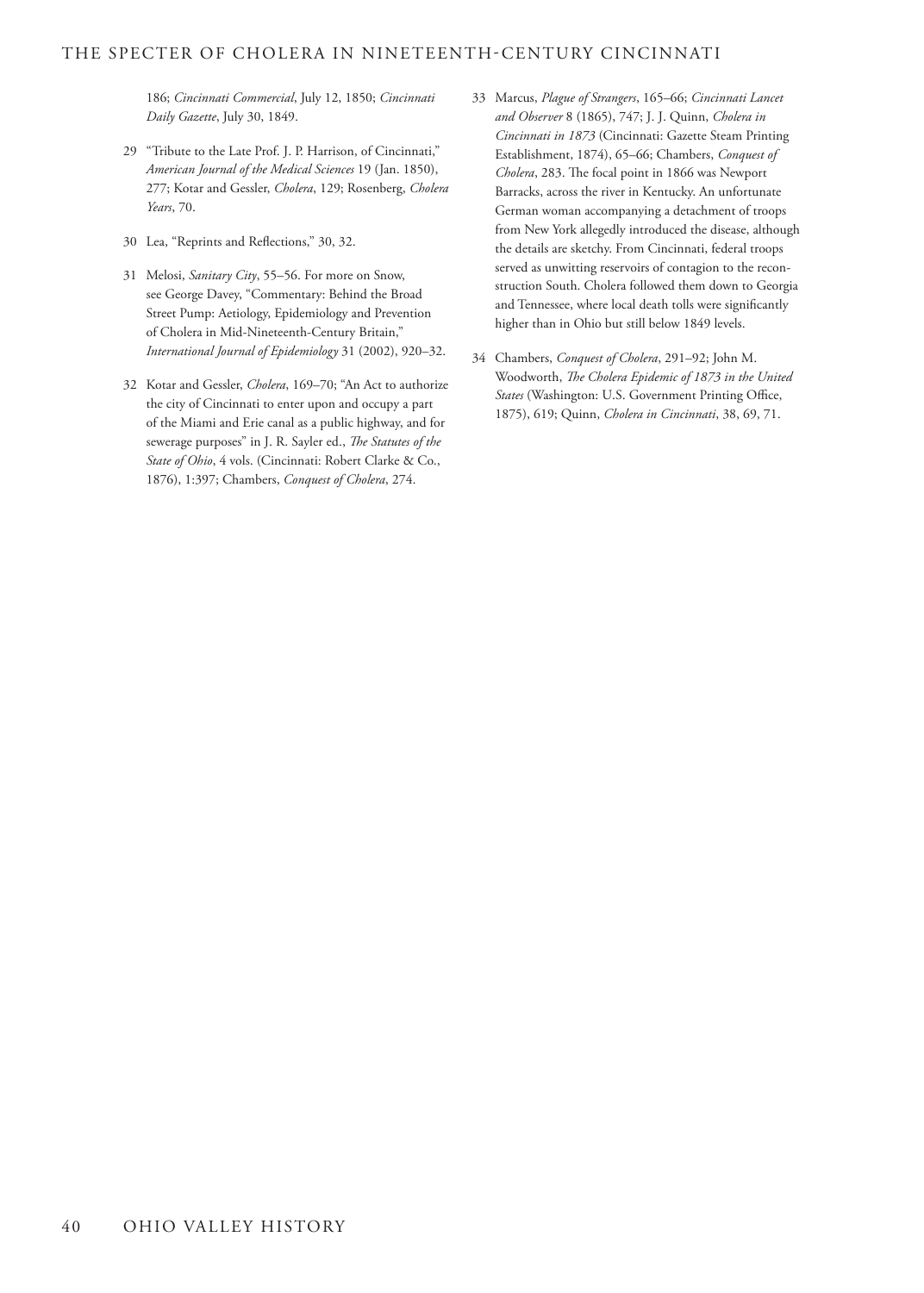186; *Cincinnati Commercial*, July 12, 1850; *Cincinnati Daily Gazette*, July 30, 1849.

29 "Tribute to the Late Prof. J. P. Harrison, of Cincinnati," *American Journal of the Medical Sciences* 19 (Jan. 1850), 277; Kotar and Gessler, *Cholera*, 129; Rosenberg, *Cholera Years*, 70.

30 Lea, "Reprints and Reflections," 30, 32.

31 Melosi, *Sanitary City*, 55–56. For more on Snow, see George Davey, "Commentary: Behind the Broad Street Pump: Aetiology, Epidemiology and Prevention of Cholera in Mid-Nineteenth-Century Britain," *International Journal of Epidemiology* 31 (2002), 920–32.

32 Kotar and Gessler, *Cholera*, 169–70; "An Act to authorize the city of Cincinnati to enter upon and occupy a part of the Miami and Erie canal as a public highway, and for sewerage purposes" in J. R. Sayler ed., *The Statutes of the State of Ohio*, 4 vols. (Cincinnati: Robert Clarke & Co., 1876), 1:397; Chambers, *Conquest of Cholera*, 274.

33 Marcus, *Plague of Strangers*, 165–66; *Cincinnati Lancet and Observer* 8 (1865), 747; J. J. Quinn, *Cholera in Cincinnati in 1873* (Cincinnati: Gazette Steam Printing Establishment, 1874), 65–66; Chambers, *Conquest of Cholera*, 283. The focal point in 1866 was Newport Barracks, across the river in Kentucky. An unfortunate German woman accompanying a detachment of troops from New York allegedly introduced the disease, although the details are sketchy. From Cincinnati, federal troops served as unwitting reservoirs of contagion to the reconstruction South. Cholera followed them down to Georgia and Tennessee, where local death tolls were significantly higher than in Ohio but still below 1849 levels.

34 Chambers, *Conquest of Cholera*, 291–92; John M. Woodworth, *The Cholera Epidemic of 1873 in the United States* (Washington: U.S. Government Printing Office, 1875), 619; Quinn, *Cholera in Cincinnati*, 38, 69, 71.